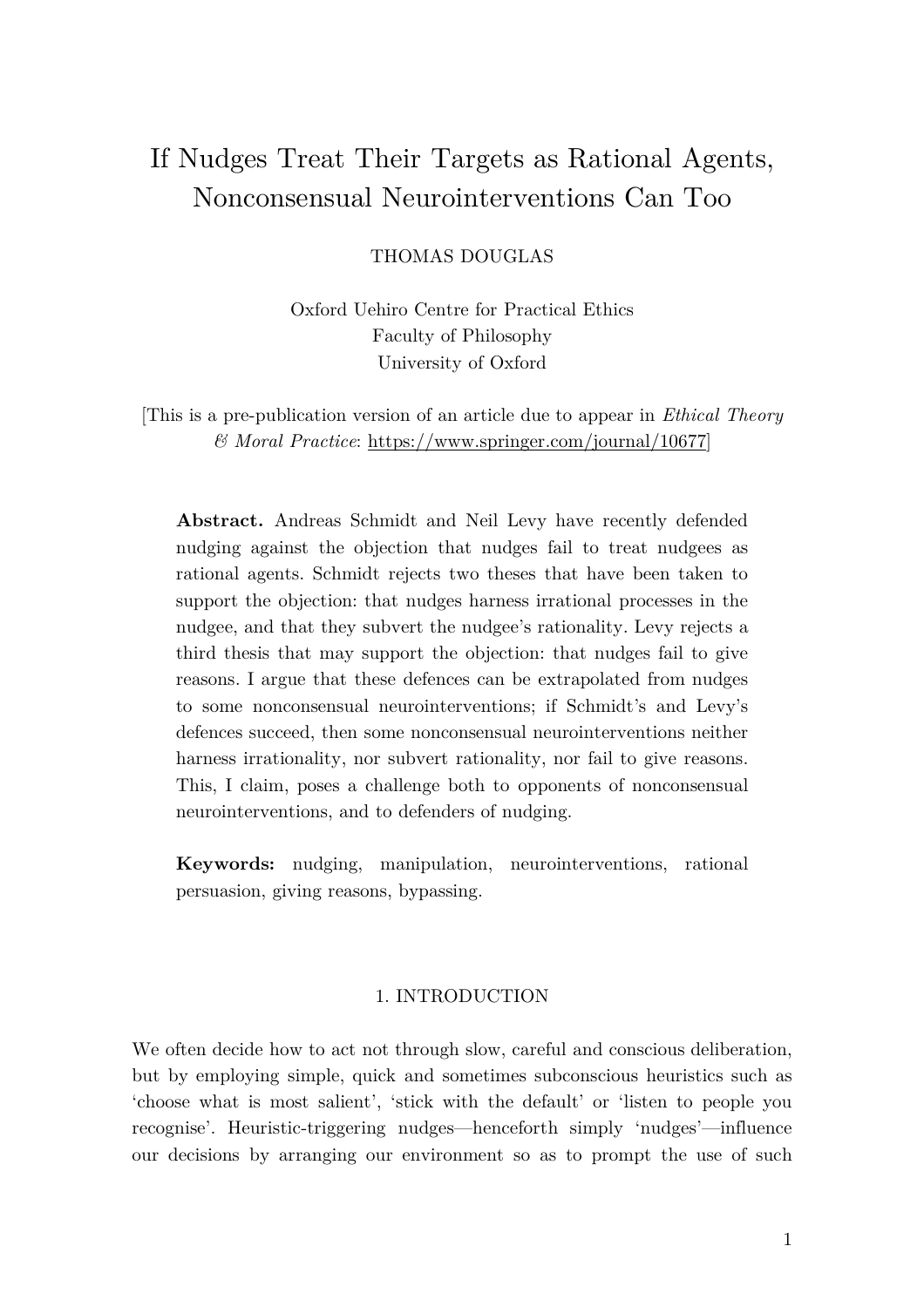# If Nudges Treat Their Targets as Rational Agents, Nonconsensual Neurointerventions Can Too

THOMAS DOUGLAS

Oxford Uehiro Centre for Practical Ethics
Faculty of Philosophy
University of Oxford

[This is a pre-publication version of an article due to appear in *Ethical Theory & Moral Practice*: https://www.springer.com/journal/10677]

**Abstract.** Andreas Schmidt and Neil Levy have recently defended nudging against the objection that nudges fail to treat nudgees as rational agents. Schmidt rejects two theses that have been taken to support the objection: that nudges harness irrational processes in the nudgee, and that they subvert the nudgee's rationality. Levy rejects a third thesis that may support the objection: that nudges fail to give reasons. I argue that these defences can be extrapolated from nudges to some nonconsensual neurointerventions; if Schmidt's and Levy's defences succeed, then some nonconsensual neurointerventions neither harness irrationality, nor subvert rationality, nor fail to give reasons. This, I claim, poses a challenge both to opponents of nonconsensual neurointerventions, and to defenders of nudging.

**Keywords:** nudging, manipulation, neurointerventions, rational persuasion, giving reasons, bypassing.

## 1. INTRODUCTION

We often decide how to act not through slow, careful and conscious deliberation, but by employing simple, quick and sometimes subconscious heuristics such as 'choose what is most salient', 'stick with the default' or 'listen to people you recognise'. Heuristic-triggering nudges—henceforth simply 'nudges'—influence our decisions by arranging our environment so as to prompt the use of such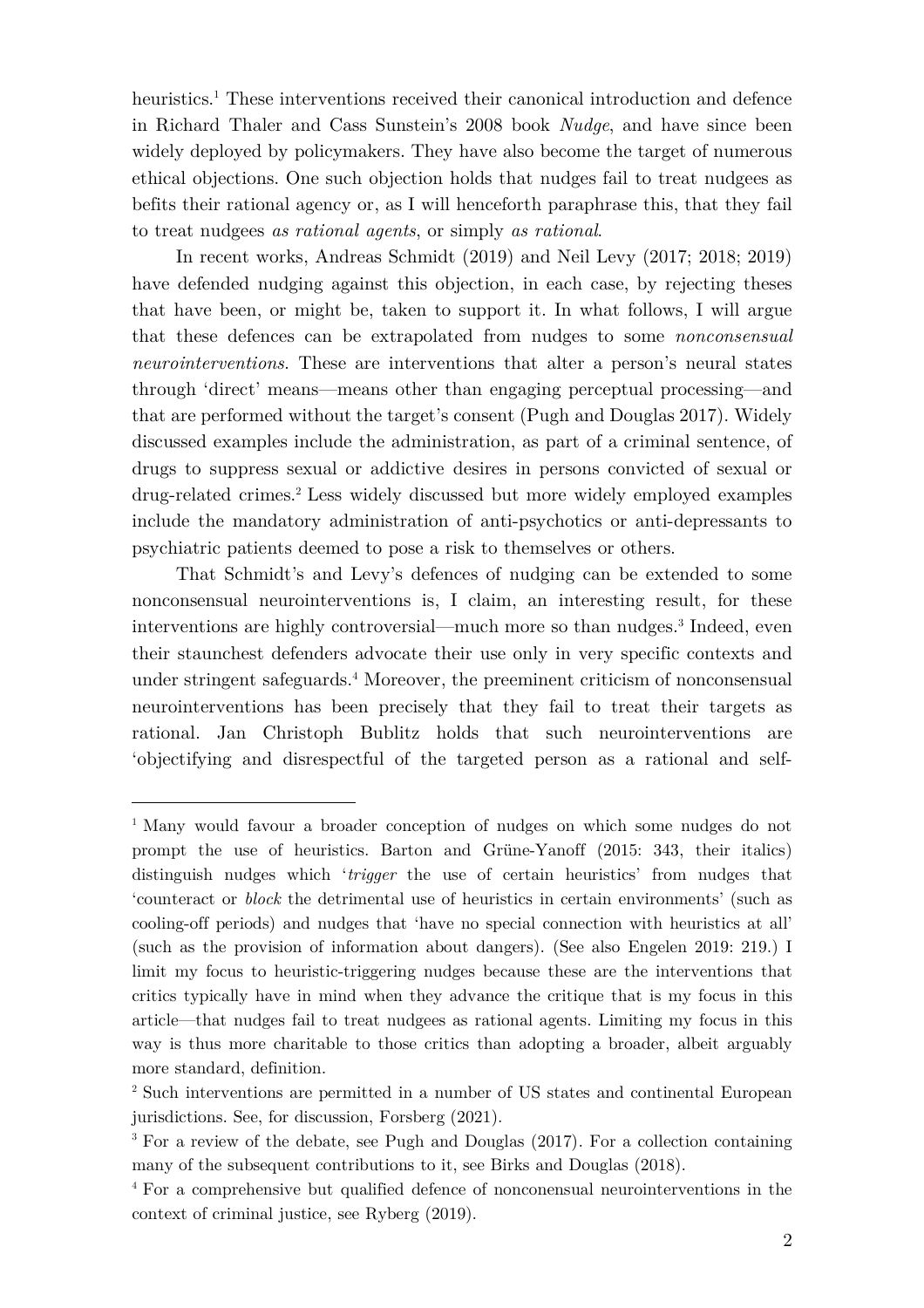heuristics.[1] These interventions received their canonical introduction and defence in Richard Thaler and Cass Sunstein's 2008 book *Nudge*, and have since been widely deployed by policymakers. They have also become the target of numerous ethical objections. One such objection holds that nudges fail to treat nudgees as befits their rational agency or, as I will henceforth paraphrase this, that they fail to treat nudgees *as rational agents*, or simply *as rational*.

In recent works, Andreas Schmidt (2019) and Neil Levy (2017; 2018; 2019) have defended nudging against this objection, in each case, by rejecting theses that have been, or might be, taken to support it. In what follows, I will argue that these defences can be extrapolated from nudges to some *nonconsensual neurointerventions*. These are interventions that alter a person's neural states through 'direct' means—means other than engaging perceptual processing—and that are performed without the target's consent (Pugh and Douglas 2017). Widely discussed examples include the administration, as part of a criminal sentence, of drugs to suppress sexual or addictive desires in persons convicted of sexual or drug-related crimes.[2] Less widely discussed but more widely employed examples include the mandatory administration of anti-psychotics or anti-depressants to psychiatric patients deemed to pose a risk to themselves or others.

That Schmidt's and Levy's defences of nudging can be extended to some nonconsensual neurointerventions is, I claim, an interesting result, for these interventions are highly controversial—much more so than nudges.[3] Indeed, even their staunchest defenders advocate their use only in very specific contexts and under stringent safeguards.[4] Moreover, the preeminent criticism of nonconsensual neurointerventions has been precisely that they fail to treat their targets as rational. Jan Christoph Bublitz holds that such neurointerventions are 'objectifying and disrespectful of the targeted person as a rational and self-

---

[1] Many would favour a broader conception of nudges on which some nudges do not prompt the use of heuristics. Barton and Grüne-Yanoff (2015: 343, their italics) distinguish nudges which '*trigger* the use of certain heuristics' from nudges that 'counteract or *block* the detrimental use of heuristics in certain environments' (such as cooling-off periods) and nudges that 'have no special connection with heuristics at all' (such as the provision of information about dangers). (See also Engelen 2019: 219.) I limit my focus to heuristic-triggering nudges because these are the interventions that critics typically have in mind when they advance the critique that is my focus in this article—that nudges fail to treat nudgees as rational agents. Limiting my focus in this way is thus more charitable to those critics than adopting a broader, albeit arguably more standard, definition.

[2] Such interventions are permitted in a number of US states and continental European jurisdictions. See, for discussion, Forsberg (2021).

[3] For a review of the debate, see Pugh and Douglas (2017). For a collection containing many of the subsequent contributions to it, see Birks and Douglas (2018).

[4] For a comprehensive but qualified defence of nonconensual neurointerventions in the context of criminal justice, see Ryberg (2019).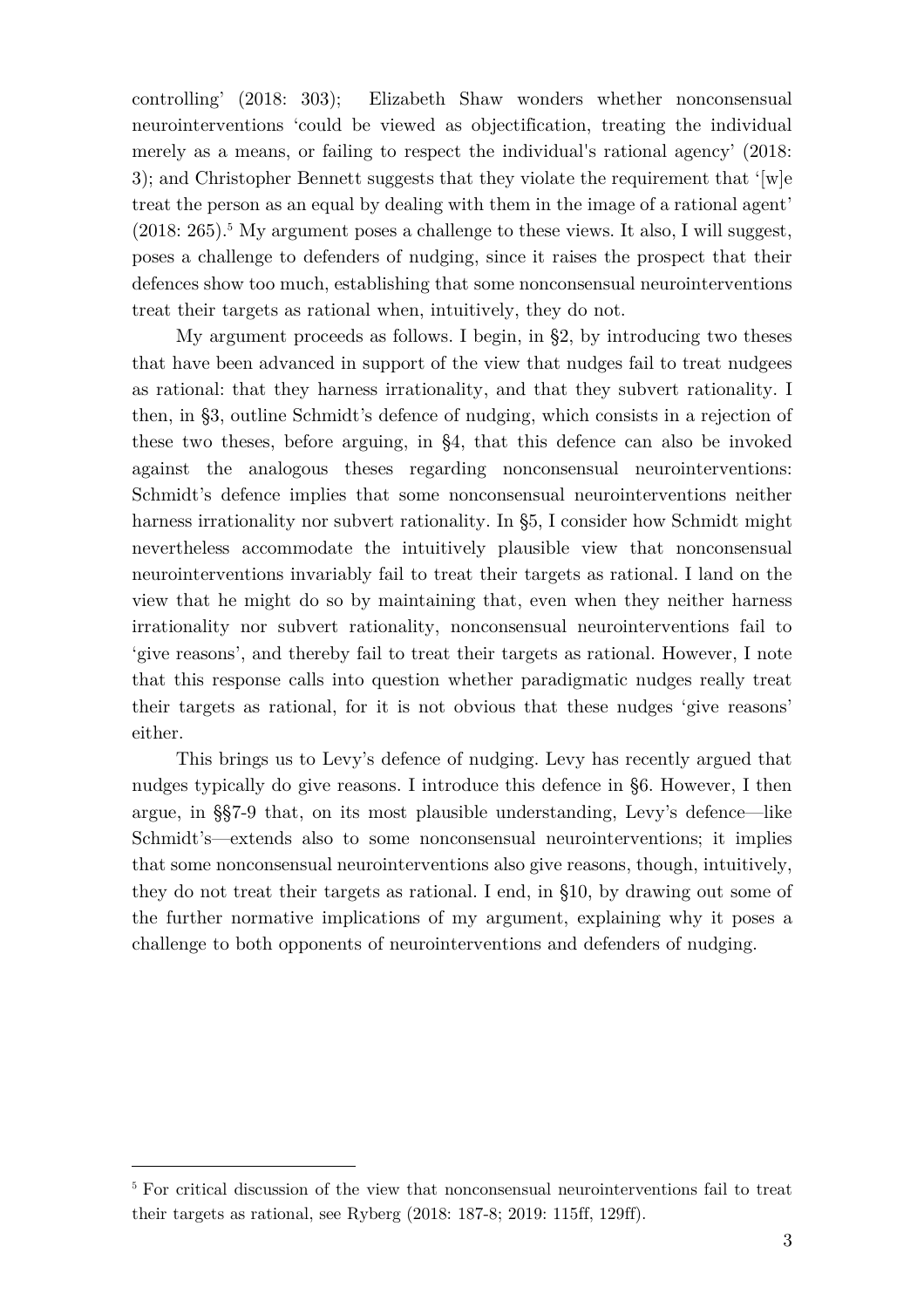controlling' (2018: 303); Elizabeth Shaw wonders whether nonconsensual neurointerventions 'could be viewed as objectification, treating the individual merely as a means, or failing to respect the individual's rational agency' (2018: 3); and Christopher Bennett suggests that they violate the requirement that '[w]e treat the person as an equal by dealing with them in the image of a rational agent' (2018: 265).[5] My argument poses a challenge to these views. It also, I will suggest, poses a challenge to defenders of nudging, since it raises the prospect that their defences show too much, establishing that some nonconsensual neurointerventions treat their targets as rational when, intuitively, they do not.

My argument proceeds as follows. I begin, in §2, by introducing two theses that have been advanced in support of the view that nudges fail to treat nudgees as rational: that they harness irrationality, and that they subvert rationality. I then, in §3, outline Schmidt's defence of nudging, which consists in a rejection of these two theses, before arguing, in §4, that this defence can also be invoked against the analogous theses regarding nonconsensual neurointerventions: Schmidt's defence implies that some nonconsensual neurointerventions neither harness irrationality nor subvert rationality. In §5, I consider how Schmidt might nevertheless accommodate the intuitively plausible view that nonconsensual neurointerventions invariably fail to treat their targets as rational. I land on the view that he might do so by maintaining that, even when they neither harness irrationality nor subvert rationality, nonconsensual neurointerventions fail to 'give reasons', and thereby fail to treat their targets as rational. However, I note that this response calls into question whether paradigmatic nudges really treat their targets as rational, for it is not obvious that these nudges 'give reasons' either.

This brings us to Levy's defence of nudging. Levy has recently argued that nudges typically do give reasons. I introduce this defence in §6. However, I then argue, in §§7-9 that, on its most plausible understanding, Levy's defence—like Schmidt's—extends also to some nonconsensual neurointerventions; it implies that some nonconsensual neurointerventions also give reasons, though, intuitively, they do not treat their targets as rational. I end, in §10, by drawing out some of the further normative implications of my argument, explaining why it poses a challenge to both opponents of neurointerventions and defenders of nudging.

---

[5] For critical discussion of the view that nonconsensual neurointerventions fail to treat their targets as rational, see Ryberg (2018: 187-8; 2019: 115ff, 129ff).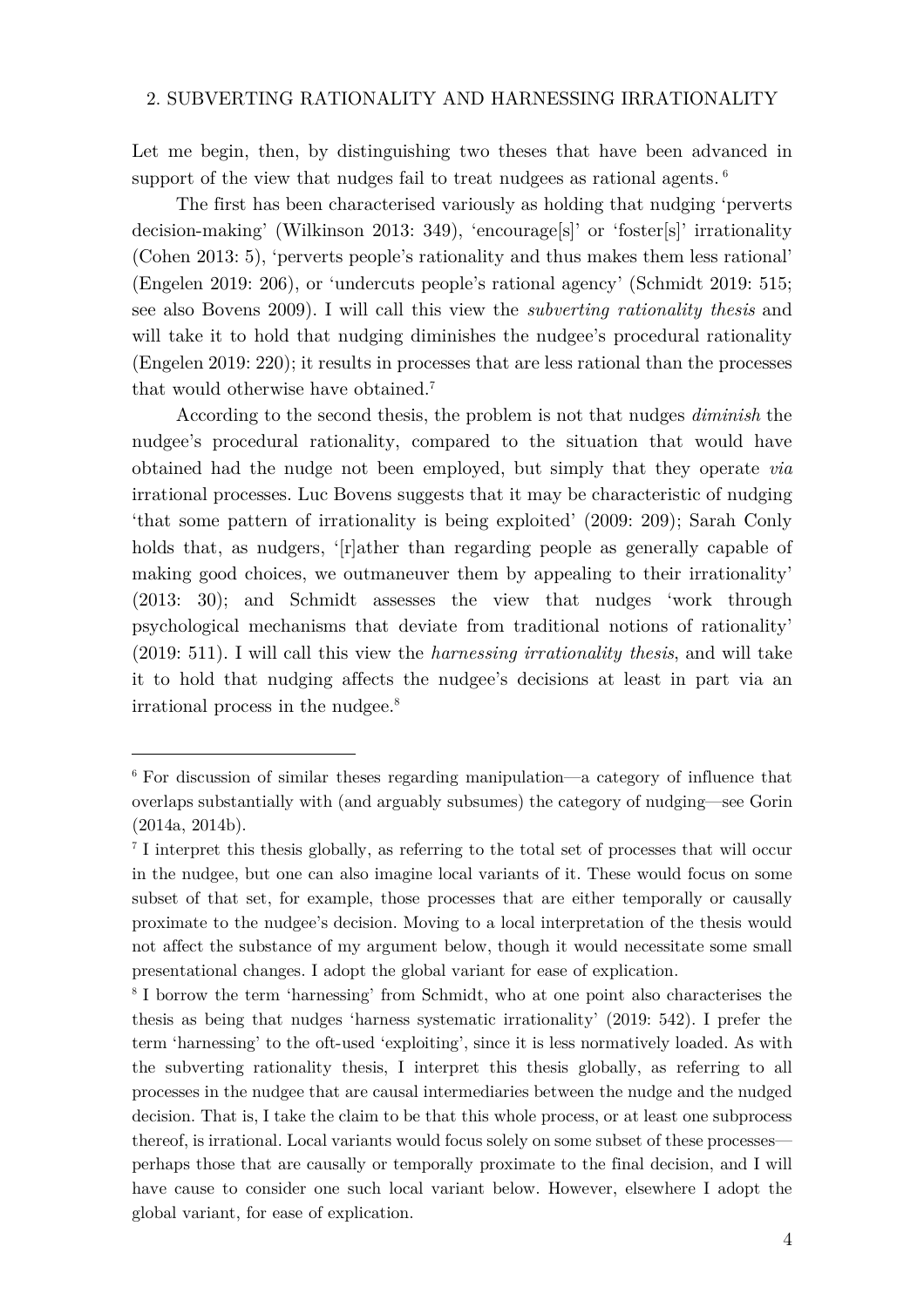## 2. SUBVERTING RATIONALITY AND HARNESSING IRRATIONALITY

Let me begin, then, by distinguishing two theses that have been advanced in support of the view that nudges fail to treat nudgees as rational agents. [6]

The first has been characterised variously as holding that nudging 'perverts decision-making' (Wilkinson 2013: 349), 'encourage[s]' or 'foster[s]' irrationality (Cohen 2013: 5), 'perverts people's rationality and thus makes them less rational' (Engelen 2019: 206), or 'undercuts people's rational agency' (Schmidt 2019: 515; see also Bovens 2009). I will call this view the *subverting rationality thesis* and will take it to hold that nudging diminishes the nudgee's procedural rationality (Engelen 2019: 220); it results in processes that are less rational than the processes that would otherwise have obtained.[7]

According to the second thesis, the problem is not that nudges *diminish* the nudgee's procedural rationality, compared to the situation that would have obtained had the nudge not been employed, but simply that they operate *via* irrational processes. Luc Bovens suggests that it may be characteristic of nudging 'that some pattern of irrationality is being exploited' (2009: 209); Sarah Conly holds that, as nudgers, '[r]ather than regarding people as generally capable of making good choices, we outmaneuver them by appealing to their irrationality' (2013: 30); and Schmidt assesses the view that nudges 'work through psychological mechanisms that deviate from traditional notions of rationality' (2019: 511). I will call this view the *harnessing irrationality thesis*, and will take it to hold that nudging affects the nudgee's decisions at least in part via an irrational process in the nudgee.[8]

---

[6] For discussion of similar theses regarding manipulation—a category of influence that overlaps substantially with (and arguably subsumes) the category of nudging—see Gorin (2014a, 2014b).

[7] I interpret this thesis globally, as referring to the total set of processes that will occur in the nudgee, but one can also imagine local variants of it. These would focus on some subset of that set, for example, those processes that are either temporally or causally proximate to the nudgee's decision. Moving to a local interpretation of the thesis would not affect the substance of my argument below, though it would necessitate some small presentational changes. I adopt the global variant for ease of explication.

[8] I borrow the term 'harnessing' from Schmidt, who at one point also characterises the thesis as being that nudges 'harness systematic irrationality' (2019: 542). I prefer the term 'harnessing' to the oft-used 'exploiting', since it is less normatively loaded. As with the subverting rationality thesis, I interpret this thesis globally, as referring to all processes in the nudgee that are causal intermediaries between the nudge and the nudged decision. That is, I take the claim to be that this whole process, or at least one subprocess thereof, is irrational. Local variants would focus solely on some subset of these processes—perhaps those that are causally or temporally proximate to the final decision, and I will have cause to consider one such local variant below. However, elsewhere I adopt the global variant, for ease of explication.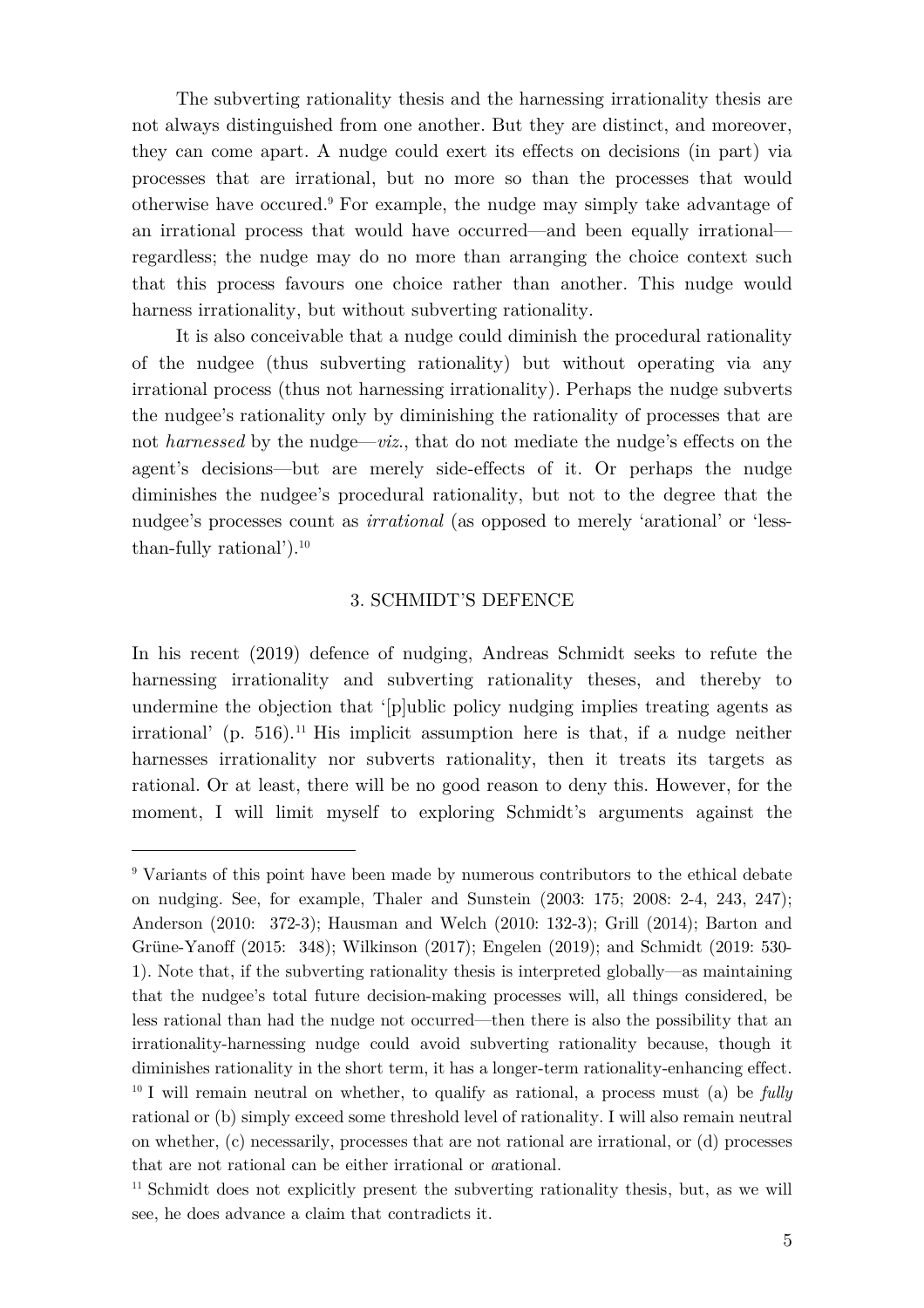The subverting rationality thesis and the harnessing irrationality thesis are not always distinguished from one another. But they are distinct, and moreover, they can come apart. A nudge could exert its effects on decisions (in part) via processes that are irrational, but no more so than the processes that would otherwise have occured.[9] For example, the nudge may simply take advantage of an irrational process that would have occurred—and been equally irrational—regardless; the nudge may do no more than arranging the choice context such that this process favours one choice rather than another. This nudge would harness irrationality, but without subverting rationality.

It is also conceivable that a nudge could diminish the procedural rationality of the nudgee (thus subverting rationality) but without operating via any irrational process (thus not harnessing irrationality). Perhaps the nudge subverts the nudgee's rationality only by diminishing the rationality of processes that are not *harnessed* by the nudge—*viz.*, that do not mediate the nudge's effects on the agent's decisions—but are merely side-effects of it. Or perhaps the nudge diminishes the nudgee's procedural rationality, but not to the degree that the nudgee's processes count as *irrational* (as opposed to merely 'arational' or 'less-than-fully rational').[10]

## 3. SCHMIDT'S DEFENCE

In his recent (2019) defence of nudging, Andreas Schmidt seeks to refute the harnessing irrationality and subverting rationality theses, and thereby to undermine the objection that '[p]ublic policy nudging implies treating agents as irrational' (p. 516).[11] His implicit assumption here is that, if a nudge neither harnesses irrationality nor subverts rationality, then it treats its targets as rational. Or at least, there will be no good reason to deny this. However, for the moment, I will limit myself to exploring Schmidt's arguments against the

---

[9] Variants of this point have been made by numerous contributors to the ethical debate on nudging. See, for example, Thaler and Sunstein (2003: 175; 2008: 2-4, 243, 247); Anderson (2010: 372-3); Hausman and Welch (2010: 132-3); Grill (2014); Barton and Grüne-Yanoff (2015: 348); Wilkinson (2017); Engelen (2019); and Schmidt (2019: 530-1). Note that, if the subverting rationality thesis is interpreted globally—as maintaining that the nudgee's total future decision-making processes will, all things considered, be less rational than had the nudge not occurred—then there is also the possibility that an irrationality-harnessing nudge could avoid subverting rationality because, though it diminishes rationality in the short term, it has a longer-term rationality-enhancing effect.

[10] I will remain neutral on whether, to qualify as rational, a process must (a) be *fully* rational or (b) simply exceed some threshold level of rationality. I will also remain neutral on whether, (c) necessarily, processes that are not rational are irrational, or (d) processes that are not rational can be either irrational or *a*rational.

[11] Schmidt does not explicitly present the subverting rationality thesis, but, as we will see, he does advance a claim that contradicts it.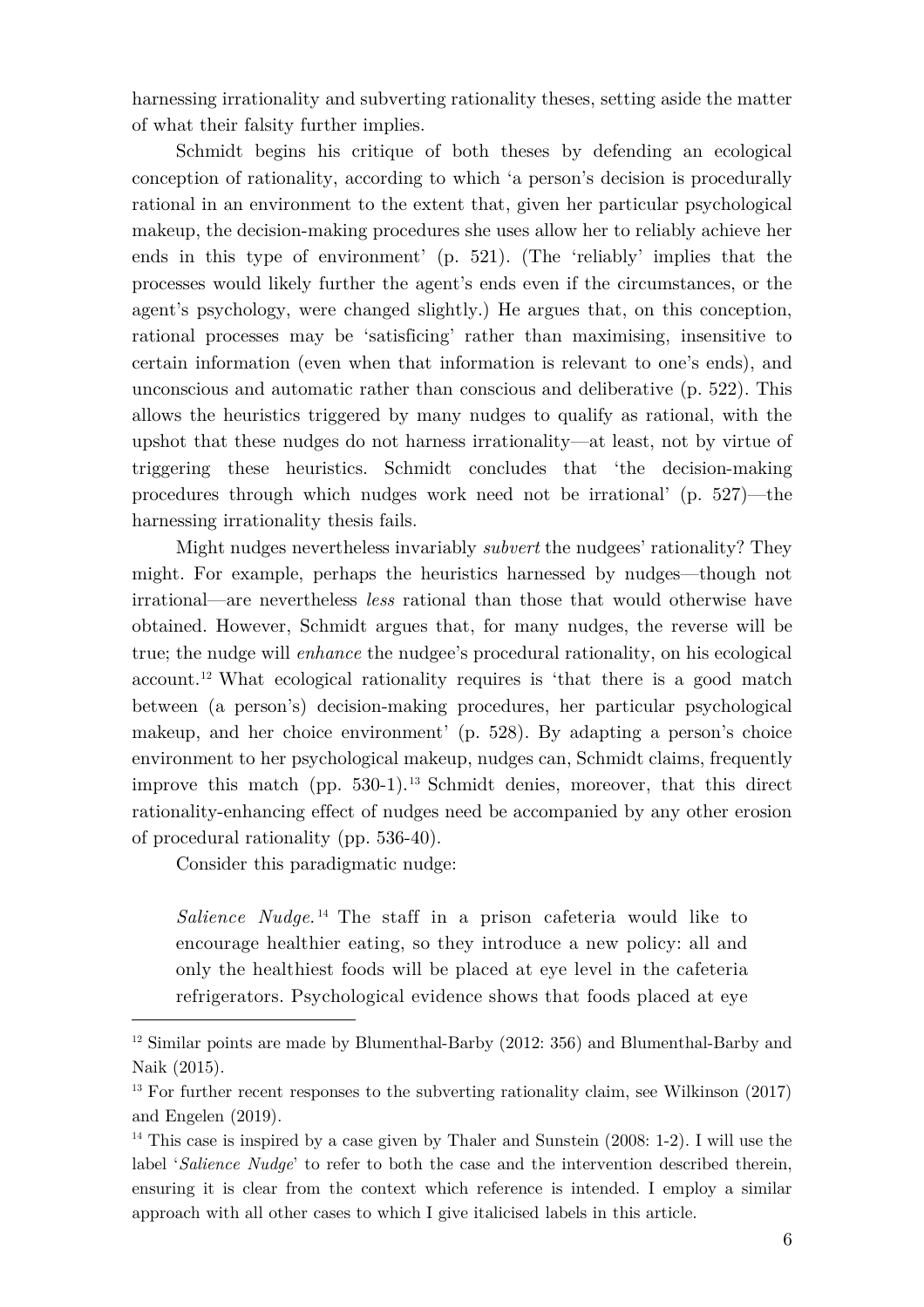harnessing irrationality and subverting rationality theses, setting aside the matter of what their falsity further implies.

Schmidt begins his critique of both theses by defending an ecological conception of rationality, according to which 'a person's decision is procedurally rational in an environment to the extent that, given her particular psychological makeup, the decision-making procedures she uses allow her to reliably achieve her ends in this type of environment' (p. 521). (The 'reliably' implies that the processes would likely further the agent's ends even if the circumstances, or the agent's psychology, were changed slightly.) He argues that, on this conception, rational processes may be 'satisficing' rather than maximising, insensitive to certain information (even when that information is relevant to one's ends), and unconscious and automatic rather than conscious and deliberative (p. 522). This allows the heuristics triggered by many nudges to qualify as rational, with the upshot that these nudges do not harness irrationality—at least, not by virtue of triggering these heuristics. Schmidt concludes that 'the decision-making procedures through which nudges work need not be irrational' (p. 527)—the harnessing irrationality thesis fails.

Might nudges nevertheless invariably *subvert* the nudgees' rationality? They might. For example, perhaps the heuristics harnessed by nudges—though not irrational—are nevertheless *less* rational than those that would otherwise have obtained. However, Schmidt argues that, for many nudges, the reverse will be true; the nudge will *enhance* the nudgee's procedural rationality, on his ecological account.[12] What ecological rationality requires is 'that there is a good match between (a person's) decision-making procedures, her particular psychological makeup, and her choice environment' (p. 528). By adapting a person's choice environment to her psychological makeup, nudges can, Schmidt claims, frequently improve this match (pp. 530-1).[13] Schmidt denies, moreover, that this direct rationality-enhancing effect of nudges need be accompanied by any other erosion of procedural rationality (pp. 536-40).

Consider this paradigmatic nudge:

> *Salience Nudge.*[14] The staff in a prison cafeteria would like to encourage healthier eating, so they introduce a new policy: all and only the healthiest foods will be placed at eye level in the cafeteria refrigerators. Psychological evidence shows that foods placed at eye

---

[12] Similar points are made by Blumenthal-Barby (2012: 356) and Blumenthal-Barby and Naik (2015).

[13] For further recent responses to the subverting rationality claim, see Wilkinson (2017) and Engelen (2019).

[14] This case is inspired by a case given by Thaler and Sunstein (2008: 1-2). I will use the label '*Salience Nudge*' to refer to both the case and the intervention described therein, ensuring it is clear from the context which reference is intended. I employ a similar approach with all other cases to which I give italicised labels in this article.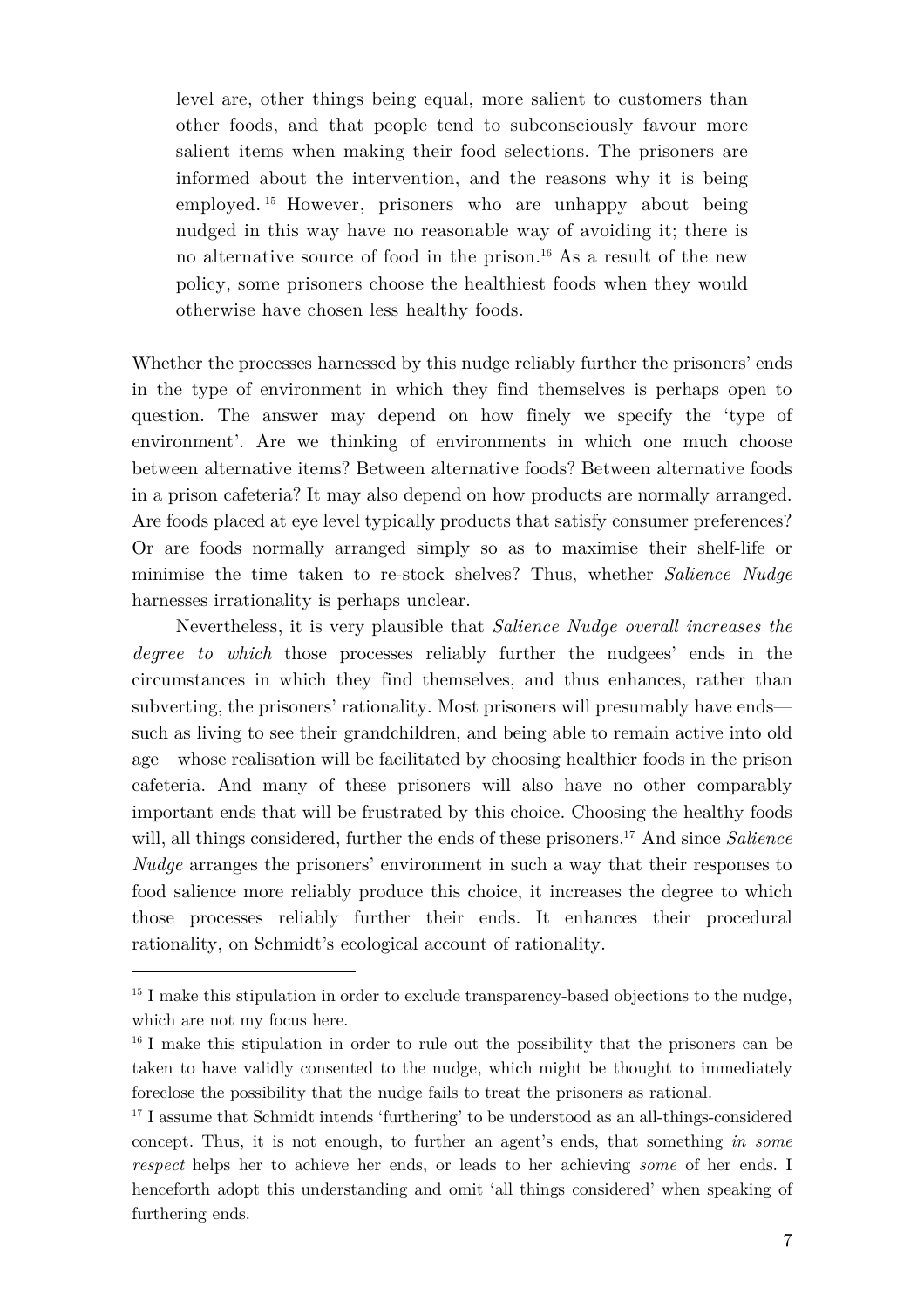> level are, other things being equal, more salient to customers than other foods, and that people tend to subconsciously favour more salient items when making their food selections. The prisoners are informed about the intervention, and the reasons why it is being employed.[15] However, prisoners who are unhappy about being nudged in this way have no reasonable way of avoiding it; there is no alternative source of food in the prison.[16] As a result of the new policy, some prisoners choose the healthiest foods when they would otherwise have chosen less healthy foods.

Whether the processes harnessed by this nudge reliably further the prisoners' ends in the type of environment in which they find themselves is perhaps open to question. The answer may depend on how finely we specify the 'type of environment'. Are we thinking of environments in which one much choose between alternative items? Between alternative foods? Between alternative foods in a prison cafeteria? It may also depend on how products are normally arranged. Are foods placed at eye level typically products that satisfy consumer preferences? Or are foods normally arranged simply so as to maximise their shelf-life or minimise the time taken to re-stock shelves? Thus, whether *Salience Nudge* harnesses irrationality is perhaps unclear.

Nevertheless, it is very plausible that *Salience Nudge overall increases the degree to which* those processes reliably further the nudgees' ends in the circumstances in which they find themselves, and thus enhances, rather than subverting, the prisoners' rationality. Most prisoners will presumably have ends—such as living to see their grandchildren, and being able to remain active into old age—whose realisation will be facilitated by choosing healthier foods in the prison cafeteria. And many of these prisoners will also have no other comparably important ends that will be frustrated by this choice. Choosing the healthy foods will, all things considered, further the ends of these prisoners.[17] And since *Salience Nudge* arranges the prisoners' environment in such a way that their responses to food salience more reliably produce this choice, it increases the degree to which those processes reliably further their ends. It enhances their procedural rationality, on Schmidt's ecological account of rationality.

[15] I make this stipulation in order to exclude transparency-based objections to the nudge, which are not my focus here.

[16] I make this stipulation in order to rule out the possibility that the prisoners can be taken to have validly consented to the nudge, which might be thought to immediately foreclose the possibility that the nudge fails to treat the prisoners as rational.

[17] I assume that Schmidt intends 'furthering' to be understood as an all-things-considered concept. Thus, it is not enough, to further an agent's ends, that something *in some respect* helps her to achieve her ends, or leads to her achieving *some* of her ends. I henceforth adopt this understanding and omit 'all things considered' when speaking of furthering ends.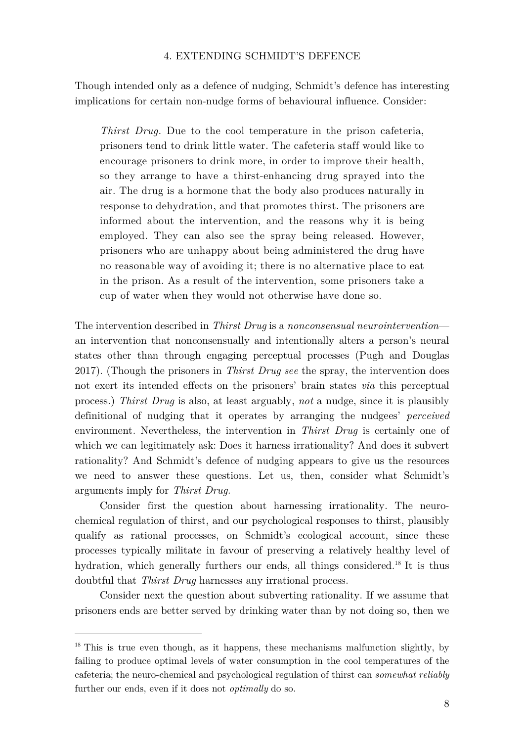## 4. EXTENDING SCHMIDT'S DEFENCE

Though intended only as a defence of nudging, Schmidt's defence has interesting implications for certain non-nudge forms of behavioural influence. Consider:

> *Thirst Drug.* Due to the cool temperature in the prison cafeteria, prisoners tend to drink little water. The cafeteria staff would like to encourage prisoners to drink more, in order to improve their health, so they arrange to have a thirst-enhancing drug sprayed into the air. The drug is a hormone that the body also produces naturally in response to dehydration, and that promotes thirst. The prisoners are informed about the intervention, and the reasons why it is being employed. They can also see the spray being released. However, prisoners who are unhappy about being administered the drug have no reasonable way of avoiding it; there is no alternative place to eat in the prison. As a result of the intervention, some prisoners take a cup of water when they would not otherwise have done so.

The intervention described in *Thirst Drug* is a *nonconsensual neurointervention*—an intervention that nonconsensually and intentionally alters a person's neural states other than through engaging perceptual processes (Pugh and Douglas 2017). (Though the prisoners in *Thirst Drug see* the spray, the intervention does not exert its intended effects on the prisoners' brain states *via* this perceptual process.) *Thirst Drug* is also, at least arguably, *not* a nudge, since it is plausibly definitional of nudging that it operates by arranging the nudgees' *perceived* environment. Nevertheless, the intervention in *Thirst Drug* is certainly one of which we can legitimately ask: Does it harness irrationality? And does it subvert rationality? And Schmidt's defence of nudging appears to give us the resources we need to answer these questions. Let us, then, consider what Schmidt's arguments imply for *Thirst Drug.*

Consider first the question about harnessing irrationality. The neuro-chemical regulation of thirst, and our psychological responses to thirst, plausibly qualify as rational processes, on Schmidt's ecological account, since these processes typically militate in favour of preserving a relatively healthy level of hydration, which generally furthers our ends, all things considered.[18] It is thus doubtful that *Thirst Drug* harnesses any irrational process.

Consider next the question about subverting rationality. If we assume that prisoners ends are better served by drinking water than by not doing so, then we

[18] This is true even though, as it happens, these mechanisms malfunction slightly, by failing to produce optimal levels of water consumption in the cool temperatures of the cafeteria; the neuro-chemical and psychological regulation of thirst can *somewhat reliably* further our ends, even if it does not *optimally* do so.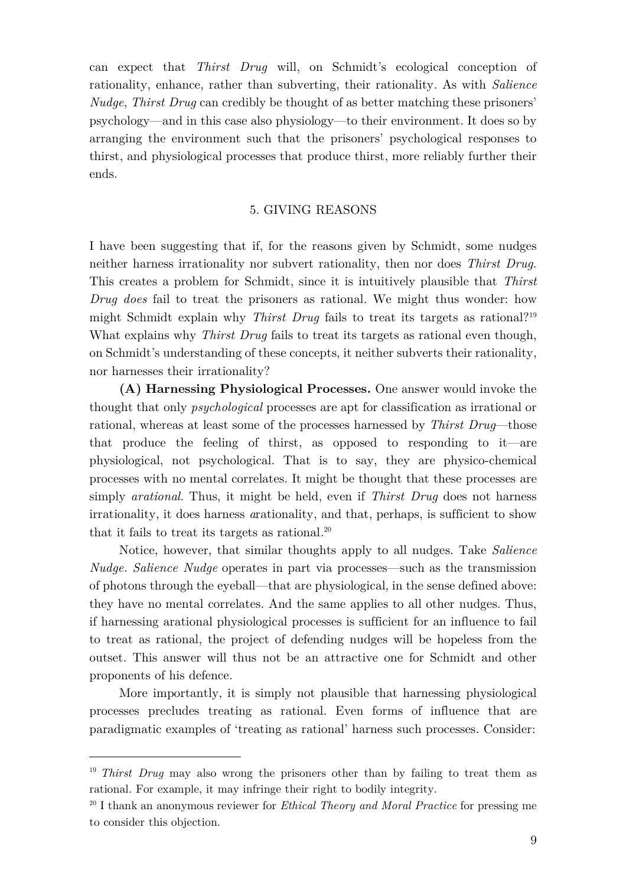can expect that *Thirst Drug* will, on Schmidt's ecological conception of rationality, enhance, rather than subverting, their rationality. As with *Salience Nudge*, *Thirst Drug* can credibly be thought of as better matching these prisoners' psychology—and in this case also physiology—to their environment. It does so by arranging the environment such that the prisoners' psychological responses to thirst, and physiological processes that produce thirst, more reliably further their ends.

## 5. GIVING REASONS

I have been suggesting that if, for the reasons given by Schmidt, some nudges neither harness irrationality nor subvert rationality, then nor does *Thirst Drug.* This creates a problem for Schmidt, since it is intuitively plausible that *Thirst Drug does* fail to treat the prisoners as rational. We might thus wonder: how might Schmidt explain why *Thirst Drug* fails to treat its targets as rational?[19] What explains why *Thirst Drug* fails to treat its targets as rational even though, on Schmidt's understanding of these concepts, it neither subverts their rationality, nor harnesses their irrationality?

**(A) Harnessing Physiological Processes.** One answer would invoke the thought that only *psychological* processes are apt for classification as irrational or rational, whereas at least some of the processes harnessed by *Thirst Drug*—those that produce the feeling of thirst, as opposed to responding to it—are physiological, not psychological. That is to say, they are physico-chemical processes with no mental correlates. It might be thought that these processes are simply *arational*. Thus, it might be held, even if *Thirst Drug* does not harness irrationality, it does harness *a*rationality, and that, perhaps, is sufficient to show that it fails to treat its targets as rational.[20]

Notice, however, that similar thoughts apply to all nudges. Take *Salience Nudge. Salience Nudge* operates in part via processes—such as the transmission of photons through the eyeball—that are physiological, in the sense defined above: they have no mental correlates. And the same applies to all other nudges. Thus, if harnessing arational physiological processes is sufficient for an influence to fail to treat as rational, the project of defending nudges will be hopeless from the outset. This answer will thus not be an attractive one for Schmidt and other proponents of his defence.

More importantly, it is simply not plausible that harnessing physiological processes precludes treating as rational. Even forms of influence that are paradigmatic examples of 'treating as rational' harness such processes. Consider:

---

[19] *Thirst Drug* may also wrong the prisoners other than by failing to treat them as rational. For example, it may infringe their right to bodily integrity.

[20] I thank an anonymous reviewer for *Ethical Theory and Moral Practice* for pressing me to consider this objection.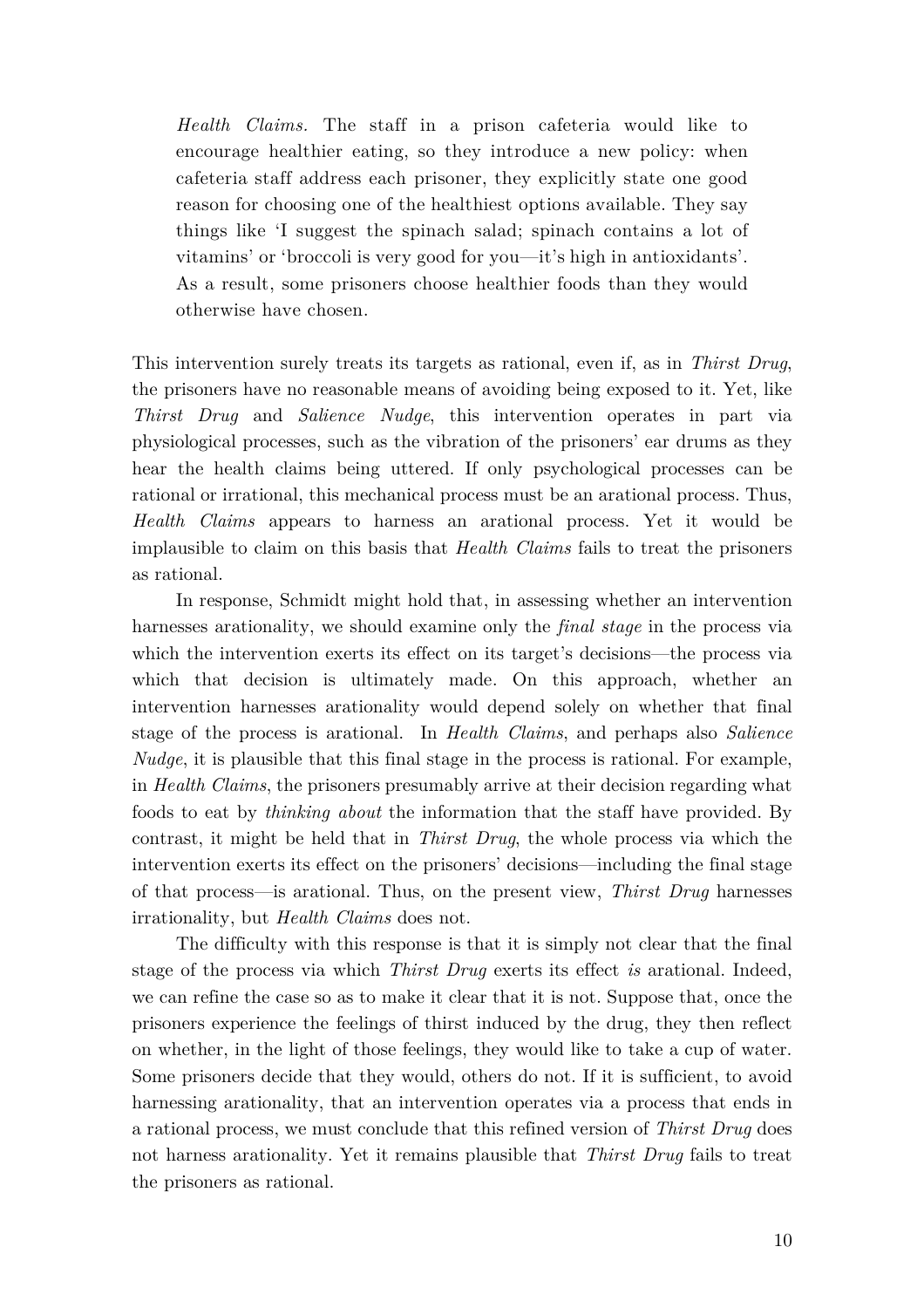> *Health Claims.* The staff in a prison cafeteria would like to encourage healthier eating, so they introduce a new policy: when cafeteria staff address each prisoner, they explicitly state one good reason for choosing one of the healthiest options available. They say things like 'I suggest the spinach salad; spinach contains a lot of vitamins' or 'broccoli is very good for you—it's high in antioxidants'. As a result, some prisoners choose healthier foods than they would otherwise have chosen.

This intervention surely treats its targets as rational, even if, as in *Thirst Drug*, the prisoners have no reasonable means of avoiding being exposed to it. Yet, like *Thirst Drug* and *Salience Nudge*, this intervention operates in part via physiological processes, such as the vibration of the prisoners' ear drums as they hear the health claims being uttered. If only psychological processes can be rational or irrational, this mechanical process must be an arational process. Thus, *Health Claims* appears to harness an arational process. Yet it would be implausible to claim on this basis that *Health Claims* fails to treat the prisoners as rational.

In response, Schmidt might hold that, in assessing whether an intervention harnesses arationality, we should examine only the *final stage* in the process via which the intervention exerts its effect on its target's decisions—the process via which that decision is ultimately made. On this approach, whether an intervention harnesses arationality would depend solely on whether that final stage of the process is arational. In *Health Claims*, and perhaps also *Salience Nudge*, it is plausible that this final stage in the process is rational. For example, in *Health Claims*, the prisoners presumably arrive at their decision regarding what foods to eat by *thinking about* the information that the staff have provided. By contrast, it might be held that in *Thirst Drug*, the whole process via which the intervention exerts its effect on the prisoners' decisions—including the final stage of that process—is arational. Thus, on the present view, *Thirst Drug* harnesses irrationality, but *Health Claims* does not.

The difficulty with this response is that it is simply not clear that the final stage of the process via which *Thirst Drug* exerts its effect *is* arational. Indeed, we can refine the case so as to make it clear that it is not. Suppose that, once the prisoners experience the feelings of thirst induced by the drug, they then reflect on whether, in the light of those feelings, they would like to take a cup of water. Some prisoners decide that they would, others do not. If it is sufficient, to avoid harnessing arationality, that an intervention operates via a process that ends in a rational process, we must conclude that this refined version of *Thirst Drug* does not harness arationality. Yet it remains plausible that *Thirst Drug* fails to treat the prisoners as rational.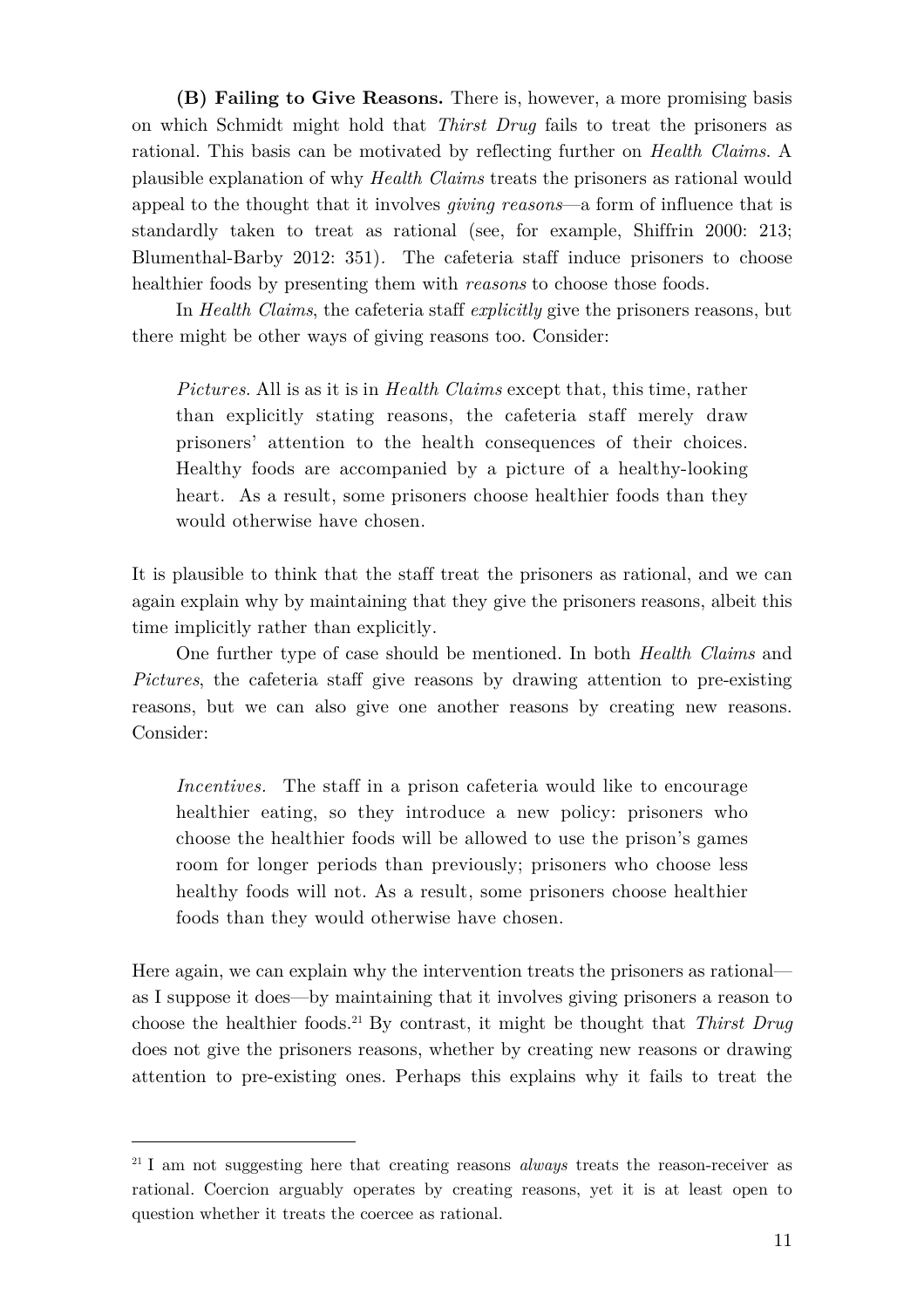**(B) Failing to Give Reasons.** There is, however, a more promising basis on which Schmidt might hold that *Thirst Drug* fails to treat the prisoners as rational. This basis can be motivated by reflecting further on *Health Claims*. A plausible explanation of why *Health Claims* treats the prisoners as rational would appeal to the thought that it involves *giving reasons*—a form of influence that is standardly taken to treat as rational (see, for example, Shiffrin 2000: 213; Blumenthal-Barby 2012: 351). The cafeteria staff induce prisoners to choose healthier foods by presenting them with *reasons* to choose those foods.

In *Health Claims*, the cafeteria staff *explicitly* give the prisoners reasons, but there might be other ways of giving reasons too. Consider:

> *Pictures*. All is as it is in *Health Claims* except that, this time, rather than explicitly stating reasons, the cafeteria staff merely draw prisoners' attention to the health consequences of their choices. Healthy foods are accompanied by a picture of a healthy-looking heart. As a result, some prisoners choose healthier foods than they would otherwise have chosen.

It is plausible to think that the staff treat the prisoners as rational, and we can again explain why by maintaining that they give the prisoners reasons, albeit this time implicitly rather than explicitly.

One further type of case should be mentioned. In both *Health Claims* and *Pictures*, the cafeteria staff give reasons by drawing attention to pre-existing reasons, but we can also give one another reasons by creating new reasons. Consider:

> *Incentives.* The staff in a prison cafeteria would like to encourage healthier eating, so they introduce a new policy: prisoners who choose the healthier foods will be allowed to use the prison's games room for longer periods than previously; prisoners who choose less healthy foods will not. As a result, some prisoners choose healthier foods than they would otherwise have chosen.

Here again, we can explain why the intervention treats the prisoners as rational—as I suppose it does—by maintaining that it involves giving prisoners a reason to choose the healthier foods.[21] By contrast, it might be thought that *Thirst Drug* does not give the prisoners reasons, whether by creating new reasons or drawing attention to pre-existing ones. Perhaps this explains why it fails to treat the

---

[21] I am not suggesting here that creating reasons *always* treats the reason-receiver as rational. Coercion arguably operates by creating reasons, yet it is at least open to question whether it treats the coercee as rational.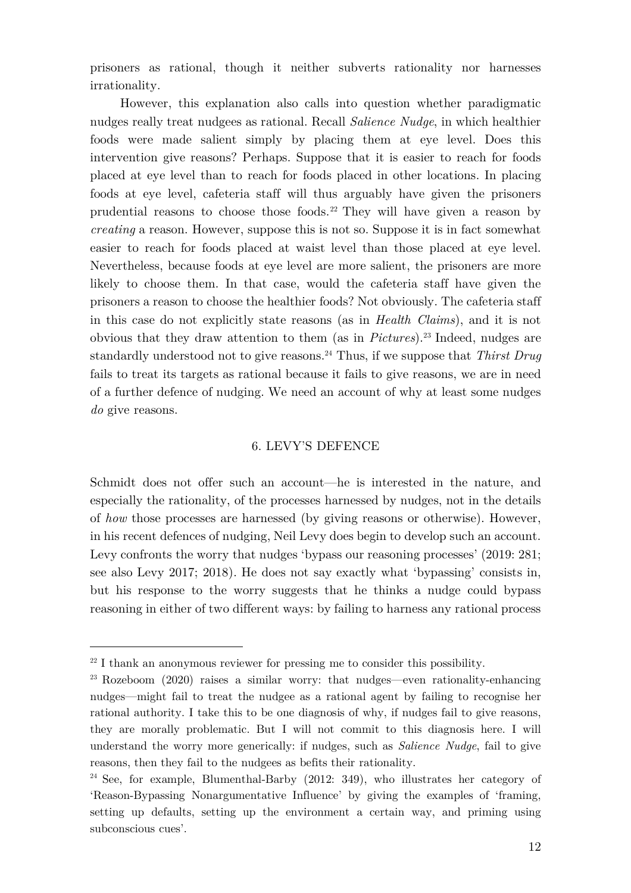prisoners as rational, though it neither subverts rationality nor harnesses irrationality.

However, this explanation also calls into question whether paradigmatic nudges really treat nudgees as rational. Recall *Salience Nudge*, in which healthier foods were made salient simply by placing them at eye level. Does this intervention give reasons? Perhaps. Suppose that it is easier to reach for foods placed at eye level than to reach for foods placed in other locations. In placing foods at eye level, cafeteria staff will thus arguably have given the prisoners prudential reasons to choose those foods.[22] They will have given a reason by *creating* a reason. However, suppose this is not so. Suppose it is in fact somewhat easier to reach for foods placed at waist level than those placed at eye level. Nevertheless, because foods at eye level are more salient, the prisoners are more likely to choose them. In that case, would the cafeteria staff have given the prisoners a reason to choose the healthier foods? Not obviously. The cafeteria staff in this case do not explicitly state reasons (as in *Health Claims*), and it is not obvious that they draw attention to them (as in *Pictures*).[23] Indeed, nudges are standardly understood not to give reasons.[24] Thus, if we suppose that *Thirst Drug* fails to treat its targets as rational because it fails to give reasons, we are in need of a further defence of nudging. We need an account of why at least some nudges *do* give reasons.

## 6. LEVY'S DEFENCE

Schmidt does not offer such an account—he is interested in the nature, and especially the rationality, of the processes harnessed by nudges, not in the details of *how* those processes are harnessed (by giving reasons or otherwise). However, in his recent defences of nudging, Neil Levy does begin to develop such an account. Levy confronts the worry that nudges 'bypass our reasoning processes' (2019: 281; see also Levy 2017; 2018). He does not say exactly what 'bypassing' consists in, but his response to the worry suggests that he thinks a nudge could bypass reasoning in either of two different ways: by failing to harness any rational process

---

[22] I thank an anonymous reviewer for pressing me to consider this possibility.

[23] Rozeboom (2020) raises a similar worry: that nudges—even rationality-enhancing nudges—might fail to treat the nudgee as a rational agent by failing to recognise her rational authority. I take this to be one diagnosis of why, if nudges fail to give reasons, they are morally problematic. But I will not commit to this diagnosis here. I will understand the worry more generically: if nudges, such as *Salience Nudge*, fail to give reasons, then they fail to the nudgees as befits their rationality.

[24] See, for example, Blumenthal-Barby (2012: 349), who illustrates her category of 'Reason-Bypassing Nonargumentative Influence' by giving the examples of 'framing, setting up defaults, setting up the environment a certain way, and priming using subconscious cues'.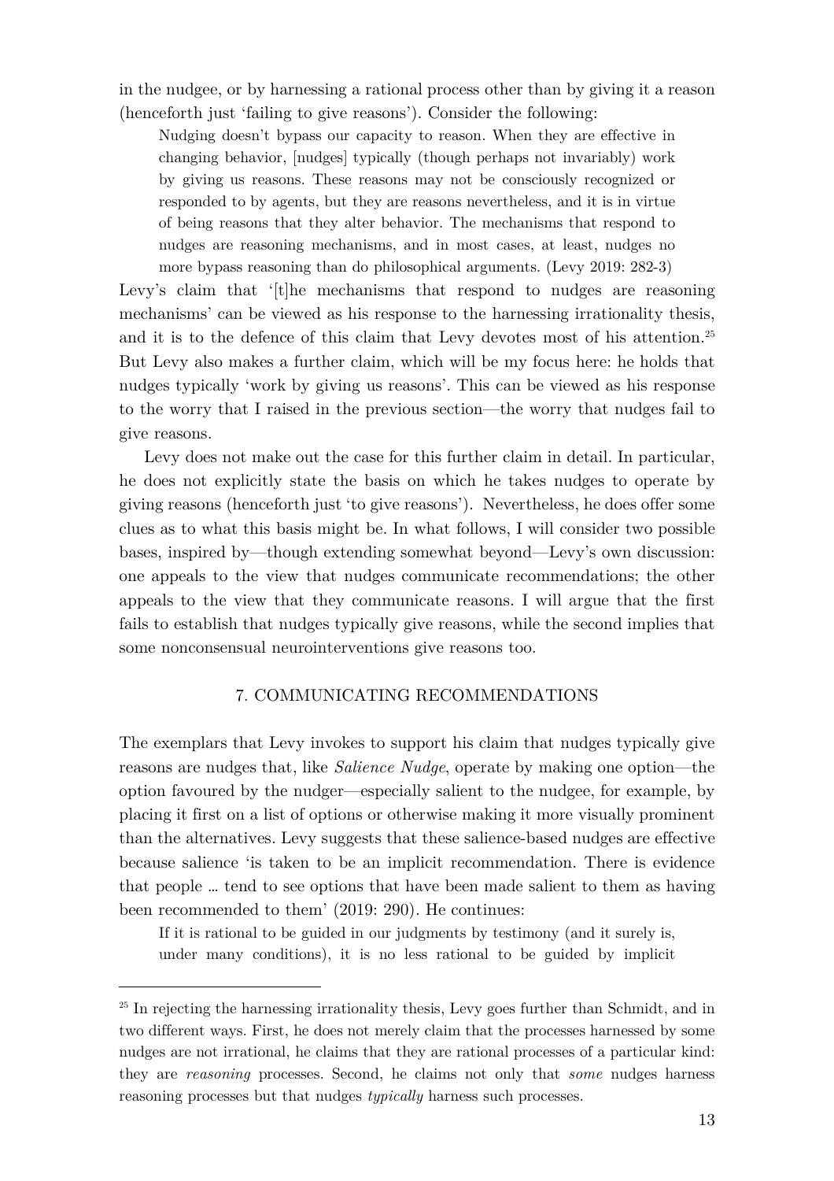in the nudgee, or by harnessing a rational process other than by giving it a reason (henceforth just 'failing to give reasons'). Consider the following:

> Nudging doesn't bypass our capacity to reason. When they are effective in changing behavior, [nudges] typically (though perhaps not invariably) work by giving us reasons. These reasons may not be consciously recognized or responded to by agents, but they are reasons nevertheless, and it is in virtue of being reasons that they alter behavior. The mechanisms that respond to nudges are reasoning mechanisms, and in most cases, at least, nudges no more bypass reasoning than do philosophical arguments. (Levy 2019: 282-3)

Levy's claim that '[t]he mechanisms that respond to nudges are reasoning mechanisms' can be viewed as his response to the harnessing irrationality thesis, and it is to the defence of this claim that Levy devotes most of his attention.[25] But Levy also makes a further claim, which will be my focus here: he holds that nudges typically 'work by giving us reasons'. This can be viewed as his response to the worry that I raised in the previous section—the worry that nudges fail to give reasons.

Levy does not make out the case for this further claim in detail. In particular, he does not explicitly state the basis on which he takes nudges to operate by giving reasons (henceforth just 'to give reasons'). Nevertheless, he does offer some clues as to what this basis might be. In what follows, I will consider two possible bases, inspired by—though extending somewhat beyond—Levy's own discussion: one appeals to the view that nudges communicate recommendations; the other appeals to the view that they communicate reasons. I will argue that the first fails to establish that nudges typically give reasons, while the second implies that some nonconsensual neurointerventions give reasons too.

## 7. COMMUNICATING RECOMMENDATIONS

The exemplars that Levy invokes to support his claim that nudges typically give reasons are nudges that, like *Salience Nudge*, operate by making one option—the option favoured by the nudger—especially salient to the nudgee, for example, by placing it first on a list of options or otherwise making it more visually prominent than the alternatives. Levy suggests that these salience-based nudges are effective because salience 'is taken to be an implicit recommendation. There is evidence that people … tend to see options that have been made salient to them as having been recommended to them' (2019: 290). He continues:

> If it is rational to be guided in our judgments by testimony (and it surely is, under many conditions), it is no less rational to be guided by implicit

[25] In rejecting the harnessing irrationality thesis, Levy goes further than Schmidt, and in two different ways. First, he does not merely claim that the processes harnessed by some nudges are not irrational, he claims that they are rational processes of a particular kind: they are *reasoning* processes. Second, he claims not only that *some* nudges harness reasoning processes but that nudges *typically* harness such processes.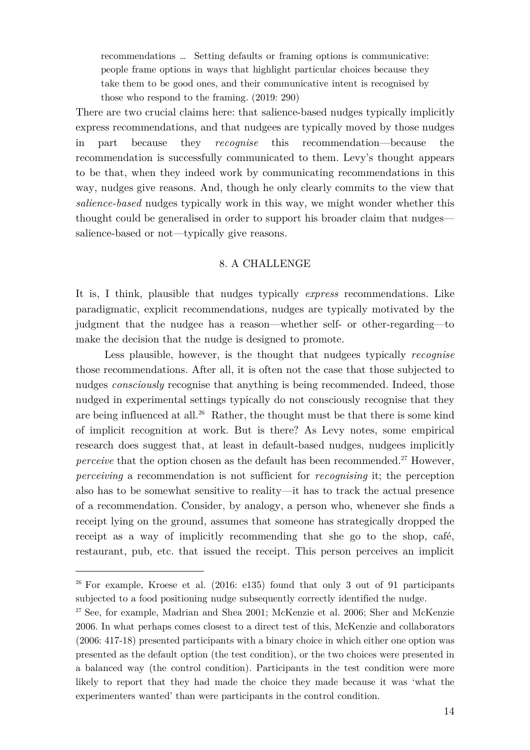> recommendations … Setting defaults or framing options is communicative: people frame options in ways that highlight particular choices because they take them to be good ones, and their communicative intent is recognised by those who respond to the framing. (2019: 290)

There are two crucial claims here: that salience-based nudges typically implicitly express recommendations, and that nudgees are typically moved by those nudges in part because they *recognise* this recommendation—because the recommendation is successfully communicated to them. Levy's thought appears to be that, when they indeed work by communicating recommendations in this way, nudges give reasons. And, though he only clearly commits to the view that *salience-based* nudges typically work in this way, we might wonder whether this thought could be generalised in order to support his broader claim that nudges—salience-based or not—typically give reasons.

## 8. A CHALLENGE

It is, I think, plausible that nudges typically *express* recommendations. Like paradigmatic, explicit recommendations, nudges are typically motivated by the judgment that the nudgee has a reason—whether self- or other-regarding—to make the decision that the nudge is designed to promote.

Less plausible, however, is the thought that nudgees typically *recognise* those recommendations. After all, it is often not the case that those subjected to nudges *consciously* recognise that anything is being recommended. Indeed, those nudged in experimental settings typically do not consciously recognise that they are being influenced at all.[26] Rather, the thought must be that there is some kind of implicit recognition at work. But is there? As Levy notes, some empirical research does suggest that, at least in default-based nudges, nudgees implicitly *perceive* that the option chosen as the default has been recommended.[27] However, *perceiving* a recommendation is not sufficient for *recognising* it; the perception also has to be somewhat sensitive to reality—it has to track the actual presence of a recommendation. Consider, by analogy, a person who, whenever she finds a receipt lying on the ground, assumes that someone has strategically dropped the receipt as a way of implicitly recommending that she go to the shop, café, restaurant, pub, etc. that issued the receipt. This person perceives an implicit

---

[26] For example, Kroese et al. (2016: e135) found that only 3 out of 91 participants subjected to a food positioning nudge subsequently correctly identified the nudge.

[27] See, for example, Madrian and Shea 2001; McKenzie et al. 2006; Sher and McKenzie 2006. In what perhaps comes closest to a direct test of this, McKenzie and collaborators (2006: 417-18) presented participants with a binary choice in which either one option was presented as the default option (the test condition), or the two choices were presented in a balanced way (the control condition). Participants in the test condition were more likely to report that they had made the choice they made because it was 'what the experimenters wanted' than were participants in the control condition.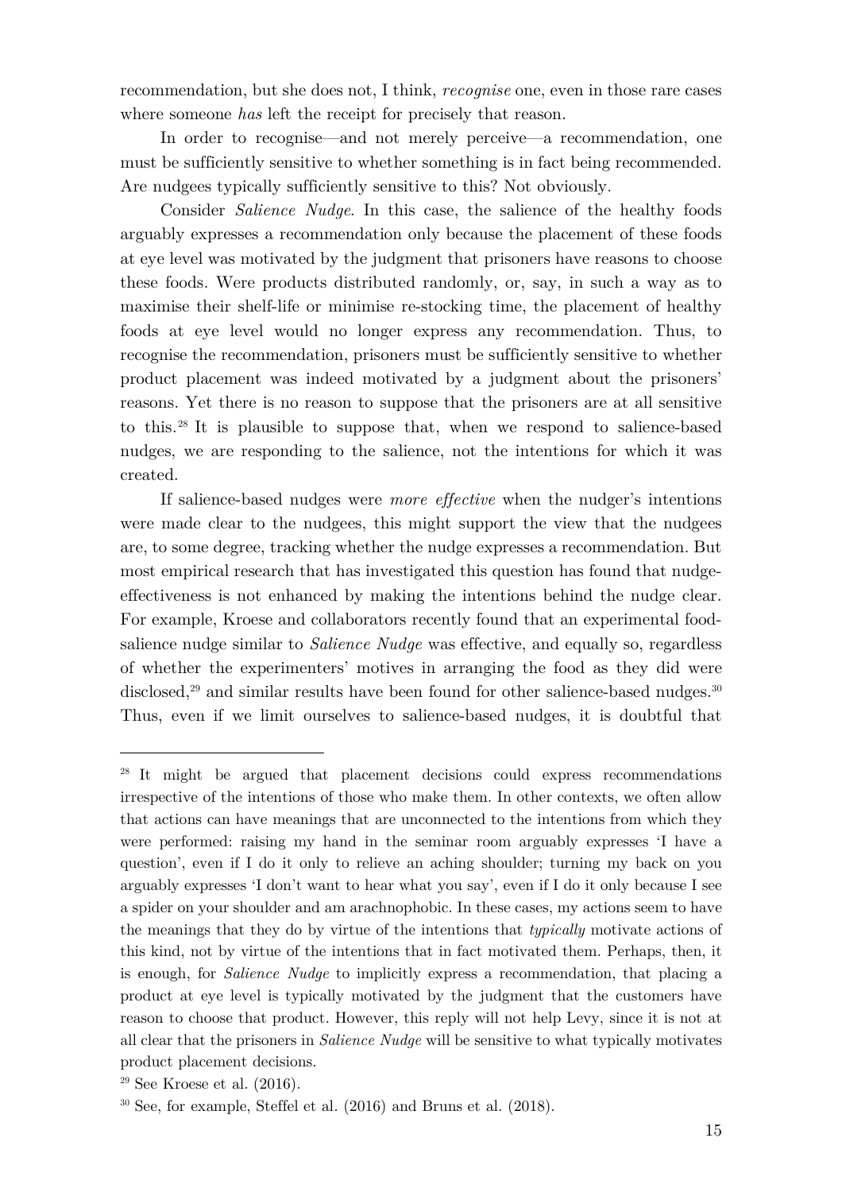recommendation, but she does not, I think, *recognise* one, even in those rare cases where someone *has* left the receipt for precisely that reason.

In order to recognise—and not merely perceive—a recommendation, one must be sufficiently sensitive to whether something is in fact being recommended. Are nudgees typically sufficiently sensitive to this? Not obviously.

Consider *Salience Nudge*. In this case, the salience of the healthy foods arguably expresses a recommendation only because the placement of these foods at eye level was motivated by the judgment that prisoners have reasons to choose these foods. Were products distributed randomly, or, say, in such a way as to maximise their shelf-life or minimise re-stocking time, the placement of healthy foods at eye level would no longer express any recommendation. Thus, to recognise the recommendation, prisoners must be sufficiently sensitive to whether product placement was indeed motivated by a judgment about the prisoners' reasons. Yet there is no reason to suppose that the prisoners are at all sensitive to this.[28] It is plausible to suppose that, when we respond to salience-based nudges, we are responding to the salience, not the intentions for which it was created.

If salience-based nudges were *more effective* when the nudger's intentions were made clear to the nudgees, this might support the view that the nudgees are, to some degree, tracking whether the nudge expresses a recommendation. But most empirical research that has investigated this question has found that nudge-effectiveness is not enhanced by making the intentions behind the nudge clear. For example, Kroese and collaborators recently found that an experimental food-salience nudge similar to *Salience Nudge* was effective, and equally so, regardless of whether the experimenters' motives in arranging the food as they did were disclosed,[29] and similar results have been found for other salience-based nudges.[30] Thus, even if we limit ourselves to salience-based nudges, it is doubtful that

---

[28] It might be argued that placement decisions could express recommendations irrespective of the intentions of those who make them. In other contexts, we often allow that actions can have meanings that are unconnected to the intentions from which they were performed: raising my hand in the seminar room arguably expresses 'I have a question', even if I do it only to relieve an aching shoulder; turning my back on you arguably expresses 'I don't want to hear what you say', even if I do it only because I see a spider on your shoulder and am arachnophobic. In these cases, my actions seem to have the meanings that they do by virtue of the intentions that *typically* motivate actions of this kind, not by virtue of the intentions that in fact motivated them. Perhaps, then, it is enough, for *Salience Nudge* to implicitly express a recommendation, that placing a product at eye level is typically motivated by the judgment that the customers have reason to choose that product. However, this reply will not help Levy, since it is not at all clear that the prisoners in *Salience Nudge* will be sensitive to what typically motivates product placement decisions.

[29] See Kroese et al. (2016).

[30] See, for example, Steffel et al. (2016) and Bruns et al. (2018).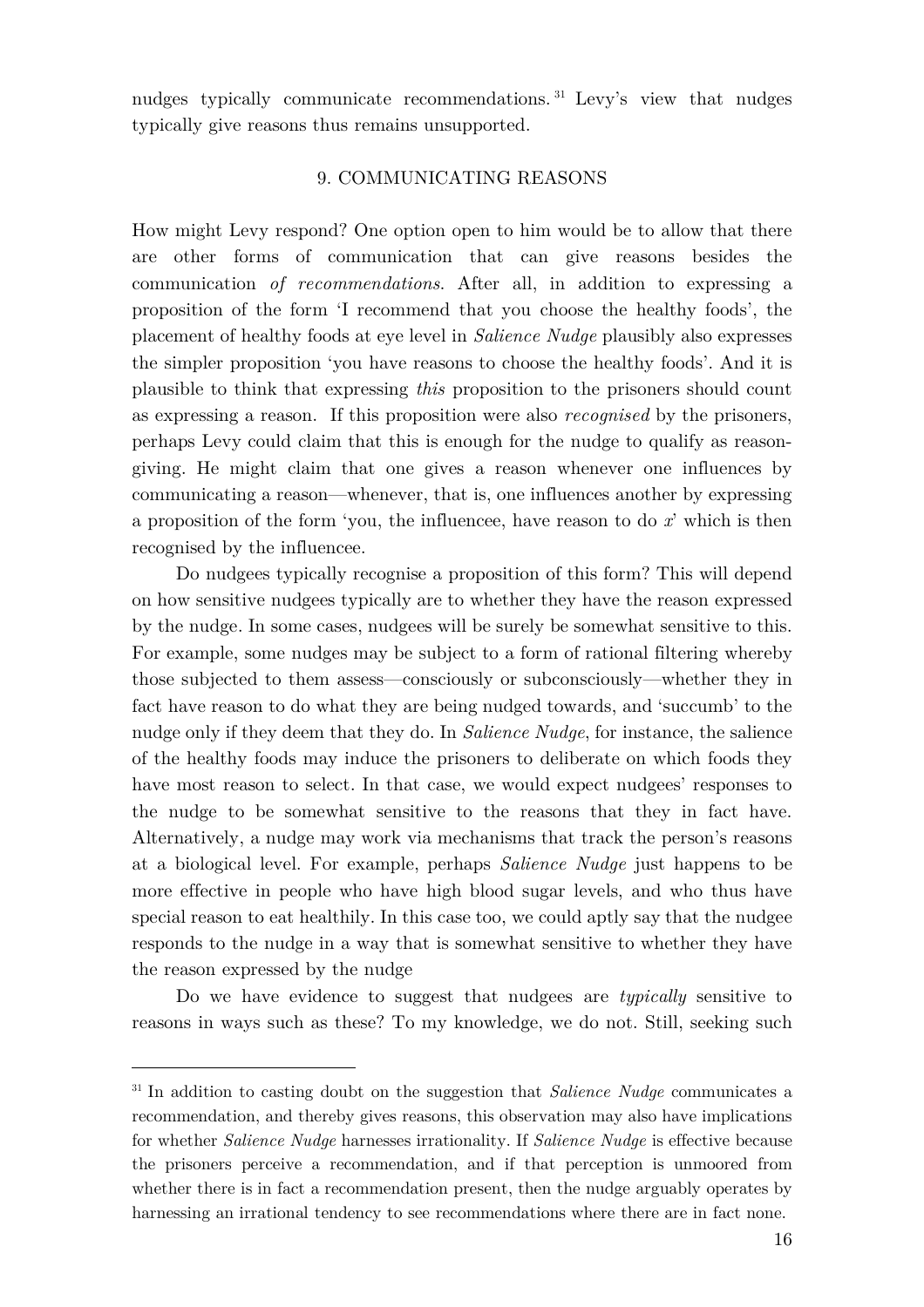nudges typically communicate recommendations.[31] Levy's view that nudges typically give reasons thus remains unsupported.

## 9. COMMUNICATING REASONS

How might Levy respond? One option open to him would be to allow that there are other forms of communication that can give reasons besides the communication *of recommendations*. After all, in addition to expressing a proposition of the form 'I recommend that you choose the healthy foods', the placement of healthy foods at eye level in *Salience Nudge* plausibly also expresses the simpler proposition 'you have reasons to choose the healthy foods'. And it is plausible to think that expressing *this* proposition to the prisoners should count as expressing a reason. If this proposition were also *recognised* by the prisoners, perhaps Levy could claim that this is enough for the nudge to qualify as reason-giving. He might claim that one gives a reason whenever one influences by communicating a reason—whenever, that is, one influences another by expressing a proposition of the form 'you, the influencee, have reason to do $x$' which is then recognised by the influencee.

Do nudgees typically recognise a proposition of this form? This will depend on how sensitive nudgees typically are to whether they have the reason expressed by the nudge. In some cases, nudgees will be surely be somewhat sensitive to this. For example, some nudges may be subject to a form of rational filtering whereby those subjected to them assess—consciously or subconsciously—whether they in fact have reason to do what they are being nudged towards, and 'succumb' to the nudge only if they deem that they do. In *Salience Nudge*, for instance, the salience of the healthy foods may induce the prisoners to deliberate on which foods they have most reason to select. In that case, we would expect nudgees' responses to the nudge to be somewhat sensitive to the reasons that they in fact have. Alternatively, a nudge may work via mechanisms that track the person's reasons at a biological level. For example, perhaps *Salience Nudge* just happens to be more effective in people who have high blood sugar levels, and who thus have special reason to eat healthily. In this case too, we could aptly say that the nudgee responds to the nudge in a way that is somewhat sensitive to whether they have the reason expressed by the nudge

Do we have evidence to suggest that nudgees are *typically* sensitive to reasons in ways such as these? To my knowledge, we do not. Still, seeking such

---

[31] In addition to casting doubt on the suggestion that *Salience Nudge* communicates a recommendation, and thereby gives reasons, this observation may also have implications for whether *Salience Nudge* harnesses irrationality. If *Salience Nudge* is effective because the prisoners perceive a recommendation, and if that perception is unmoored from whether there is in fact a recommendation present, then the nudge arguably operates by harnessing an irrational tendency to see recommendations where there are in fact none.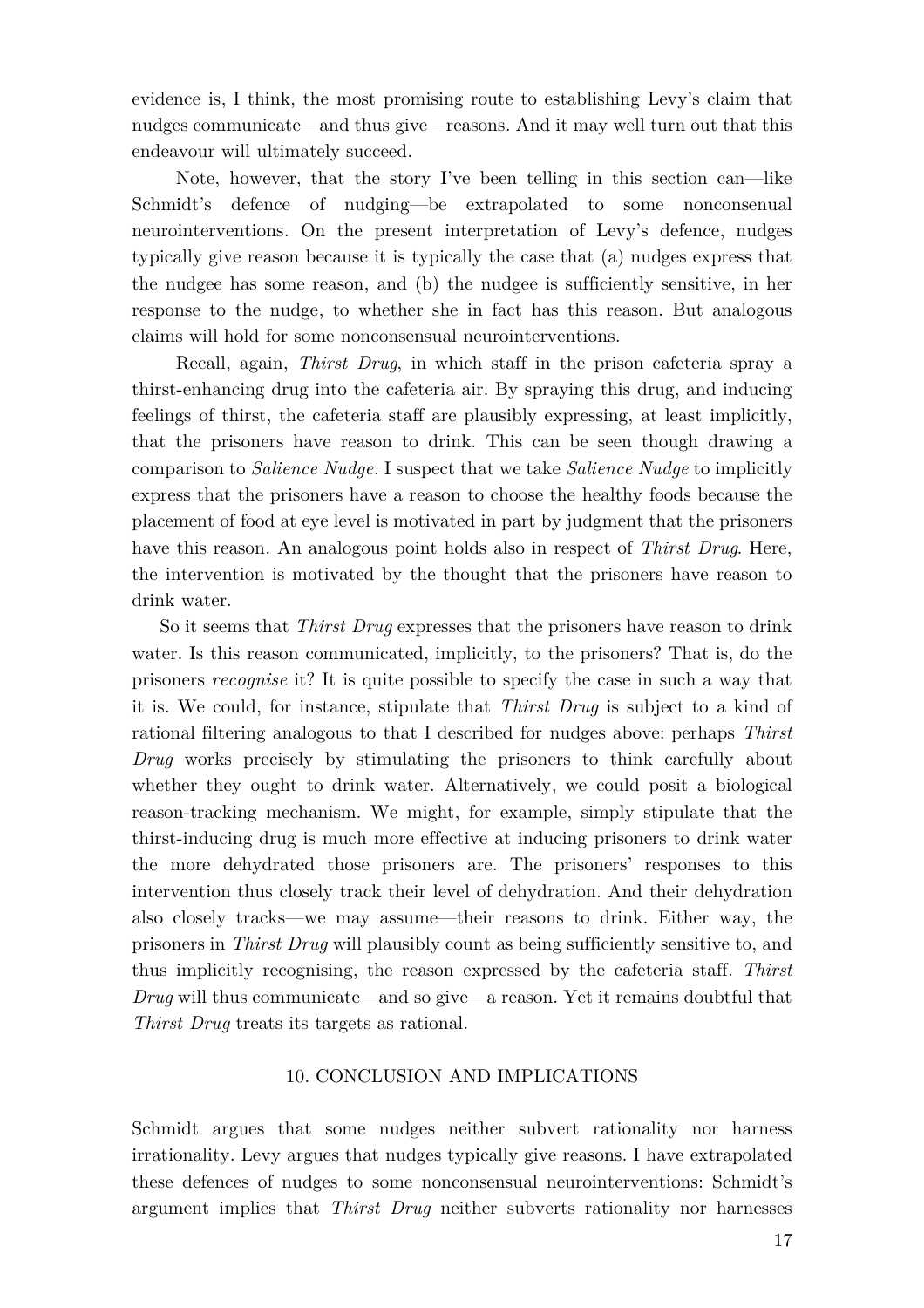evidence is, I think, the most promising route to establishing Levy's claim that nudges communicate—and thus give—reasons. And it may well turn out that this endeavour will ultimately succeed.

Note, however, that the story I've been telling in this section can—like Schmidt's defence of nudging—be extrapolated to some nonconsenual neurointerventions. On the present interpretation of Levy's defence, nudges typically give reason because it is typically the case that (a) nudges express that the nudgee has some reason, and (b) the nudgee is sufficiently sensitive, in her response to the nudge, to whether she in fact has this reason. But analogous claims will hold for some nonconsensual neurointerventions.

Recall, again, *Thirst Drug*, in which staff in the prison cafeteria spray a thirst-enhancing drug into the cafeteria air. By spraying this drug, and inducing feelings of thirst, the cafeteria staff are plausibly expressing, at least implicitly, that the prisoners have reason to drink. This can be seen though drawing a comparison to *Salience Nudge.* I suspect that we take *Salience Nudge* to implicitly express that the prisoners have a reason to choose the healthy foods because the placement of food at eye level is motivated in part by judgment that the prisoners have this reason. An analogous point holds also in respect of *Thirst Drug*. Here, the intervention is motivated by the thought that the prisoners have reason to drink water.

So it seems that *Thirst Drug* expresses that the prisoners have reason to drink water. Is this reason communicated, implicitly, to the prisoners? That is, do the prisoners *recognise* it? It is quite possible to specify the case in such a way that it is. We could, for instance, stipulate that *Thirst Drug* is subject to a kind of rational filtering analogous to that I described for nudges above: perhaps *Thirst Drug* works precisely by stimulating the prisoners to think carefully about whether they ought to drink water. Alternatively, we could posit a biological reason-tracking mechanism. We might, for example, simply stipulate that the thirst-inducing drug is much more effective at inducing prisoners to drink water the more dehydrated those prisoners are. The prisoners' responses to this intervention thus closely track their level of dehydration. And their dehydration also closely tracks—we may assume—their reasons to drink. Either way, the prisoners in *Thirst Drug* will plausibly count as being sufficiently sensitive to, and thus implicitly recognising, the reason expressed by the cafeteria staff. *Thirst Drug* will thus communicate—and so give—a reason. Yet it remains doubtful that *Thirst Drug* treats its targets as rational.

## 10. CONCLUSION AND IMPLICATIONS

Schmidt argues that some nudges neither subvert rationality nor harness irrationality. Levy argues that nudges typically give reasons. I have extrapolated these defences of nudges to some nonconsensual neurointerventions: Schmidt's argument implies that *Thirst Drug* neither subverts rationality nor harnesses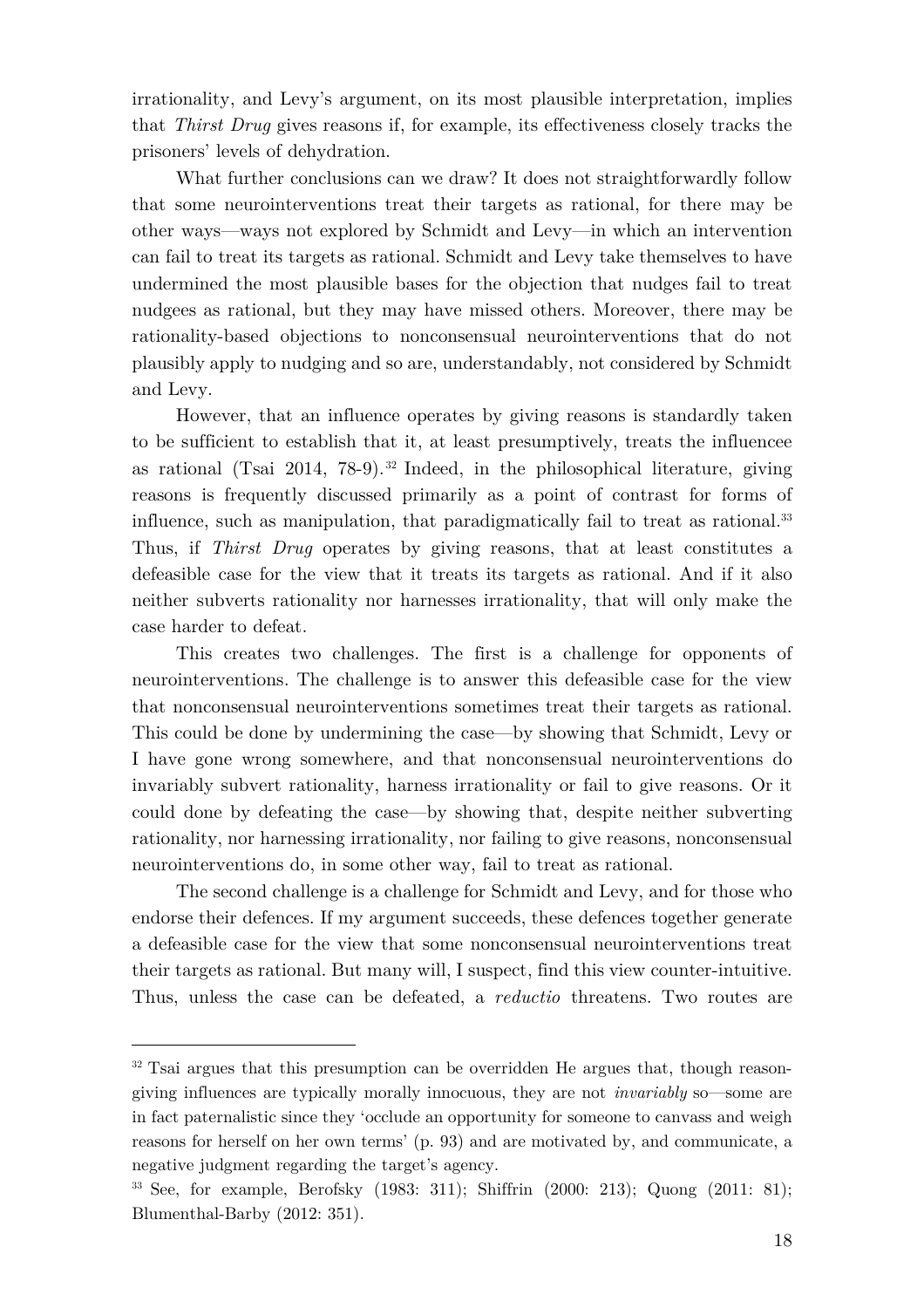irrationality, and Levy's argument, on its most plausible interpretation, implies that *Thirst Drug* gives reasons if, for example, its effectiveness closely tracks the prisoners' levels of dehydration.

What further conclusions can we draw? It does not straightforwardly follow that some neurointerventions treat their targets as rational, for there may be other ways—ways not explored by Schmidt and Levy—in which an intervention can fail to treat its targets as rational. Schmidt and Levy take themselves to have undermined the most plausible bases for the objection that nudges fail to treat nudgees as rational, but they may have missed others. Moreover, there may be rationality-based objections to nonconsensual neurointerventions that do not plausibly apply to nudging and so are, understandably, not considered by Schmidt and Levy.

However, that an influence operates by giving reasons is standardly taken to be sufficient to establish that it, at least presumptively, treats the influencee as rational (Tsai 2014, 78-9).[32] Indeed, in the philosophical literature, giving reasons is frequently discussed primarily as a point of contrast for forms of influence, such as manipulation, that paradigmatically fail to treat as rational.[33] Thus, if *Thirst Drug* operates by giving reasons, that at least constitutes a defeasible case for the view that it treats its targets as rational. And if it also neither subverts rationality nor harnesses irrationality, that will only make the case harder to defeat.

This creates two challenges. The first is a challenge for opponents of neurointerventions. The challenge is to answer this defeasible case for the view that nonconsensual neurointerventions sometimes treat their targets as rational. This could be done by undermining the case—by showing that Schmidt, Levy or I have gone wrong somewhere, and that nonconsensual neurointerventions do invariably subvert rationality, harness irrationality or fail to give reasons. Or it could done by defeating the case—by showing that, despite neither subverting rationality, nor harnessing irrationality, nor failing to give reasons, nonconsensual neurointerventions do, in some other way, fail to treat as rational.

The second challenge is a challenge for Schmidt and Levy, and for those who endorse their defences. If my argument succeeds, these defences together generate a defeasible case for the view that some nonconsensual neurointerventions treat their targets as rational. But many will, I suspect, find this view counter-intuitive. Thus, unless the case can be defeated, a *reductio* threatens. Two routes are

---

[32] Tsai argues that this presumption can be overridden He argues that, though reason-giving influences are typically morally innocuous, they are not *invariably* so—some are in fact paternalistic since they 'occlude an opportunity for someone to canvass and weigh reasons for herself on her own terms' (p. 93) and are motivated by, and communicate, a negative judgment regarding the target's agency.

[33] See, for example, Berofsky (1983: 311); Shiffrin (2000: 213); Quong (2011: 81); Blumenthal-Barby (2012: 351).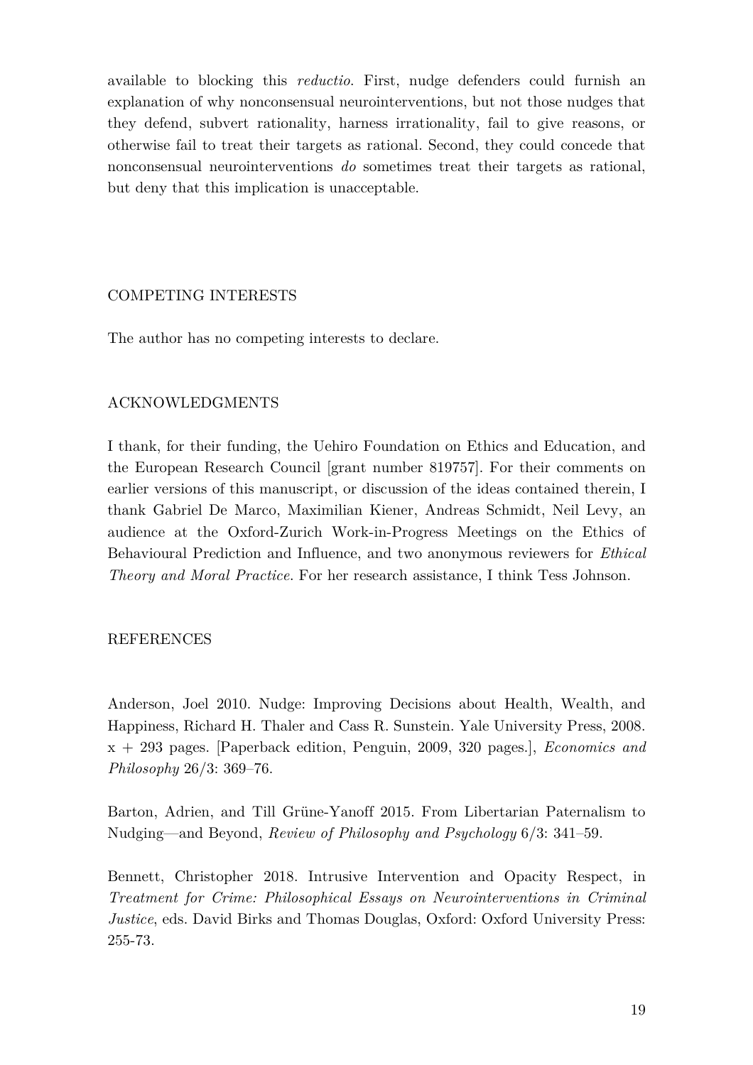available to blocking this *reductio*. First, nudge defenders could furnish an explanation of why nonconsensual neurointerventions, but not those nudges that they defend, subvert rationality, harness irrationality, fail to give reasons, or otherwise fail to treat their targets as rational. Second, they could concede that nonconsensual neurointerventions *do* sometimes treat their targets as rational, but deny that this implication is unacceptable.

## COMPETING INTERESTS

The author has no competing interests to declare.

## ACKNOWLEDGMENTS

I thank, for their funding, the Uehiro Foundation on Ethics and Education, and the European Research Council [grant number 819757]. For their comments on earlier versions of this manuscript, or discussion of the ideas contained therein, I thank Gabriel De Marco, Maximilian Kiener, Andreas Schmidt, Neil Levy, an audience at the Oxford-Zurich Work-in-Progress Meetings on the Ethics of Behavioural Prediction and Influence, and two anonymous reviewers for *Ethical Theory and Moral Practice*. For her research assistance, I think Tess Johnson.

## REFERENCES

Anderson, Joel 2010. Nudge: Improving Decisions about Health, Wealth, and Happiness, Richard H. Thaler and Cass R. Sunstein. Yale University Press, 2008. x + 293 pages. [Paperback edition, Penguin, 2009, 320 pages.], *Economics and Philosophy* 26/3: 369–76.

Barton, Adrien, and Till Grüne-Yanoff 2015. From Libertarian Paternalism to Nudging—and Beyond, *Review of Philosophy and Psychology* 6/3: 341–59.

Bennett, Christopher 2018. Intrusive Intervention and Opacity Respect, in *Treatment for Crime: Philosophical Essays on Neurointerventions in Criminal Justice*, eds. David Birks and Thomas Douglas, Oxford: Oxford University Press: 255-73.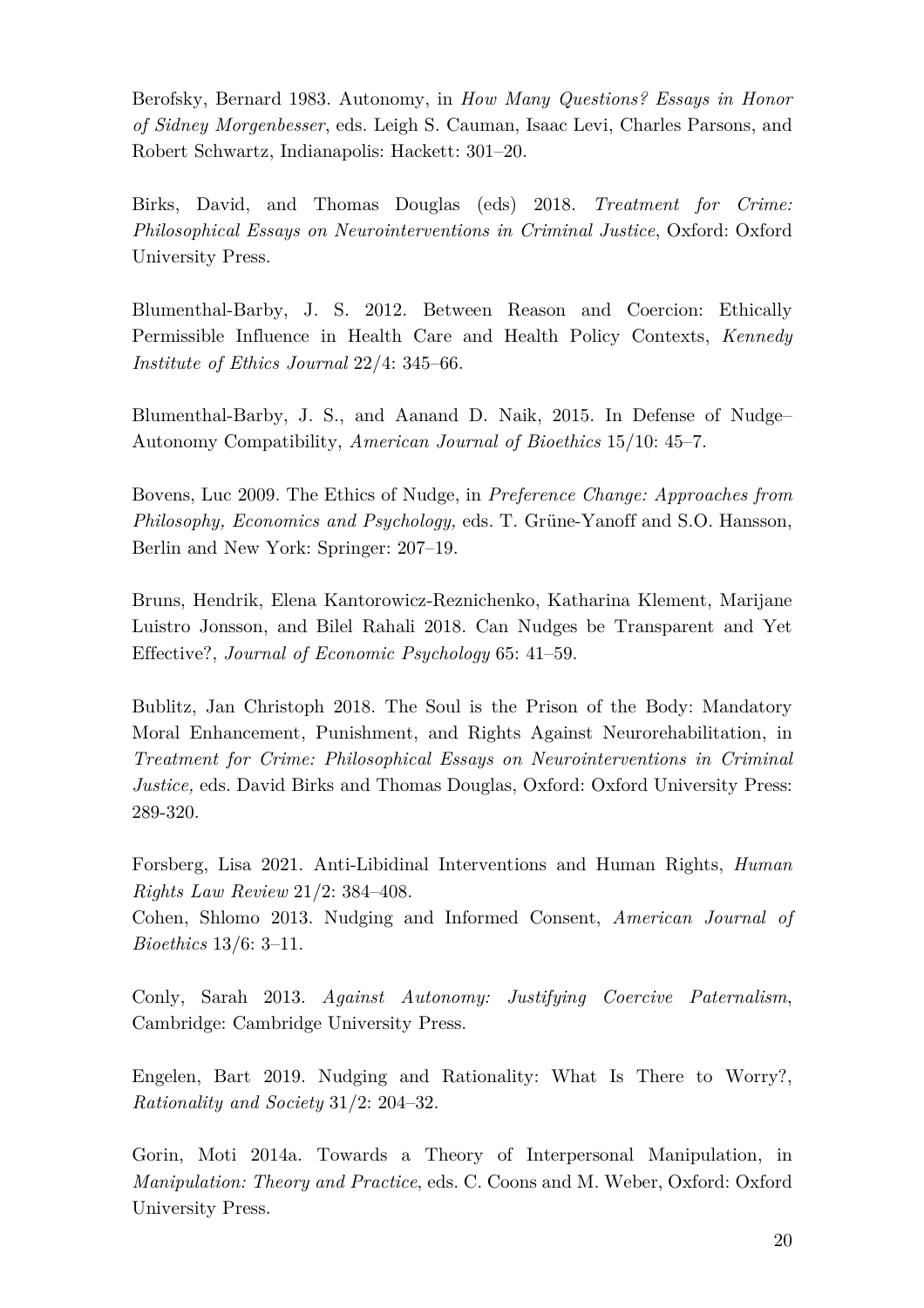Berofsky, Bernard 1983. Autonomy, in *How Many Questions? Essays in Honor of Sidney Morgenbesser*, eds. Leigh S. Cauman, Isaac Levi, Charles Parsons, and Robert Schwartz, Indianapolis: Hackett: 301–20.

Birks, David, and Thomas Douglas (eds) 2018. *Treatment for Crime: Philosophical Essays on Neurointerventions in Criminal Justice*, Oxford: Oxford University Press.

Blumenthal-Barby, J. S. 2012. Between Reason and Coercion: Ethically Permissible Influence in Health Care and Health Policy Contexts, *Kennedy Institute of Ethics Journal* 22/4: 345–66.

Blumenthal-Barby, J. S., and Aanand D. Naik, 2015. In Defense of Nudge–Autonomy Compatibility, *American Journal of Bioethics* 15/10: 45–7.

Bovens, Luc 2009. The Ethics of Nudge, in *Preference Change: Approaches from Philosophy, Economics and Psychology,* eds. T. Grüne-Yanoff and S.O. Hansson, Berlin and New York: Springer: 207–19.

Bruns, Hendrik, Elena Kantorowicz-Reznichenko, Katharina Klement, Marijane Luistro Jonsson, and Bilel Rahali 2018. Can Nudges be Transparent and Yet Effective?, *Journal of Economic Psychology* 65: 41–59.

Bublitz, Jan Christoph 2018. The Soul is the Prison of the Body: Mandatory Moral Enhancement, Punishment, and Rights Against Neurorehabilitation, in *Treatment for Crime: Philosophical Essays on Neurointerventions in Criminal Justice,* eds. David Birks and Thomas Douglas, Oxford: Oxford University Press: 289-320.

Forsberg, Lisa 2021. Anti-Libidinal Interventions and Human Rights, *Human Rights Law Review* 21/2: 384–408.

Cohen, Shlomo 2013. Nudging and Informed Consent, *American Journal of Bioethics* 13/6: 3–11.

Conly, Sarah 2013. *Against Autonomy: Justifying Coercive Paternalism*, Cambridge: Cambridge University Press.

Engelen, Bart 2019. Nudging and Rationality: What Is There to Worry?, *Rationality and Society* 31/2: 204–32.

Gorin, Moti 2014a. Towards a Theory of Interpersonal Manipulation, in *Manipulation: Theory and Practice*, eds. C. Coons and M. Weber, Oxford: Oxford University Press.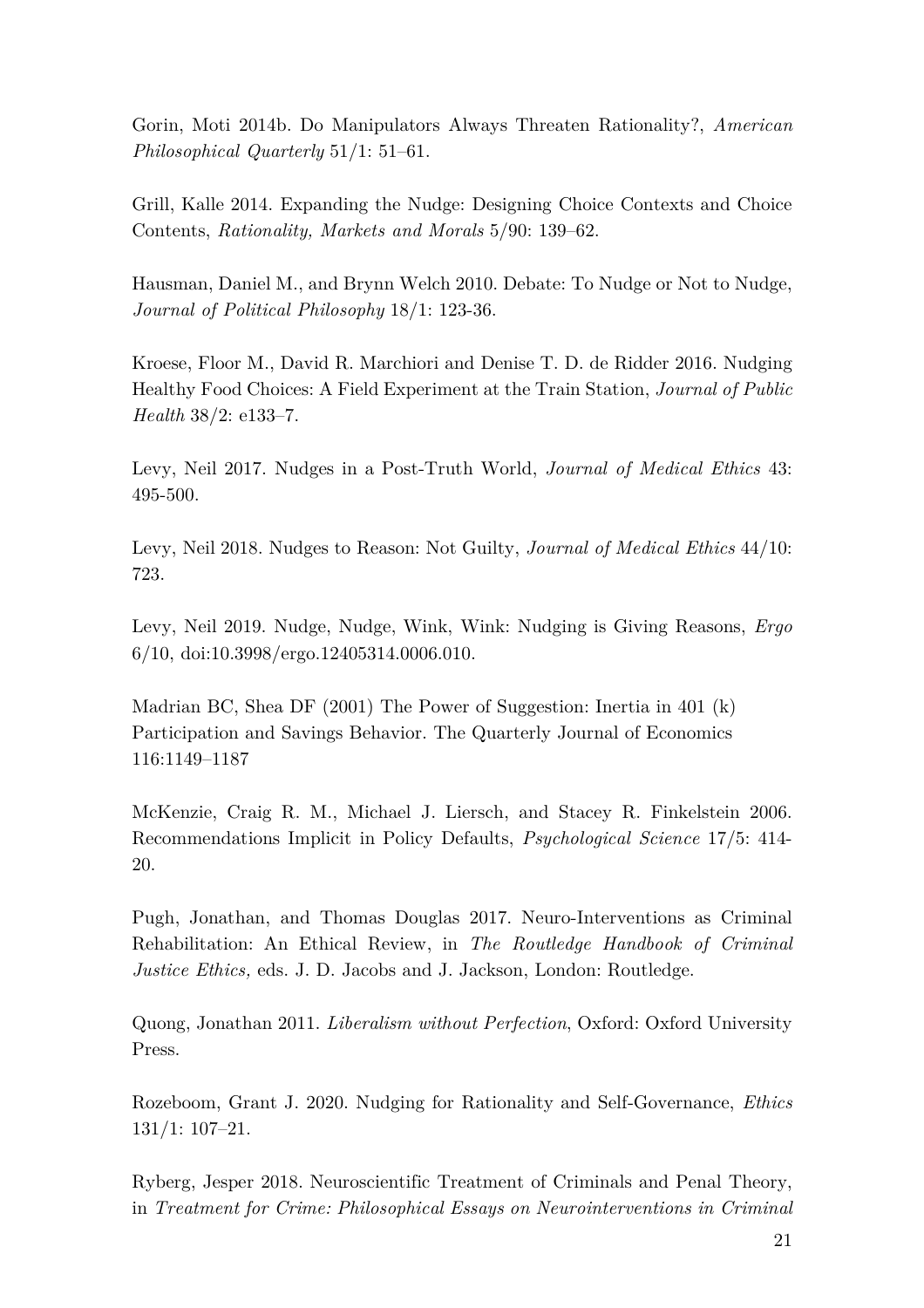Gorin, Moti 2014b. Do Manipulators Always Threaten Rationality?, *American Philosophical Quarterly* 51/1: 51–61.

Grill, Kalle 2014. Expanding the Nudge: Designing Choice Contexts and Choice Contents, *Rationality, Markets and Morals* 5/90: 139–62.

Hausman, Daniel M., and Brynn Welch 2010. Debate: To Nudge or Not to Nudge, *Journal of Political Philosophy* 18/1: 123-36.

Kroese, Floor M., David R. Marchiori and Denise T. D. de Ridder 2016. Nudging Healthy Food Choices: A Field Experiment at the Train Station, *Journal of Public Health* 38/2: e133–7.

Levy, Neil 2017. Nudges in a Post-Truth World, *Journal of Medical Ethics* 43: 495-500.

Levy, Neil 2018. Nudges to Reason: Not Guilty, *Journal of Medical Ethics* 44/10: 723.

Levy, Neil 2019. Nudge, Nudge, Wink, Wink: Nudging is Giving Reasons, *Ergo* 6/10, doi:10.3998/ergo.12405314.0006.010.

Madrian BC, Shea DF (2001) The Power of Suggestion: Inertia in 401 (k) Participation and Savings Behavior. The Quarterly Journal of Economics 116:1149–1187

McKenzie, Craig R. M., Michael J. Liersch, and Stacey R. Finkelstein 2006. Recommendations Implicit in Policy Defaults, *Psychological Science* 17/5: 414-20.

Pugh, Jonathan, and Thomas Douglas 2017. Neuro-Interventions as Criminal Rehabilitation: An Ethical Review, in *The Routledge Handbook of Criminal Justice Ethics,* eds. J. D. Jacobs and J. Jackson, London: Routledge.

Quong, Jonathan 2011. *Liberalism without Perfection*, Oxford: Oxford University Press.

Rozeboom, Grant J. 2020. Nudging for Rationality and Self-Governance, *Ethics* 131/1: 107–21.

Ryberg, Jesper 2018. Neuroscientific Treatment of Criminals and Penal Theory, in *Treatment for Crime: Philosophical Essays on Neurointerventions in Criminal*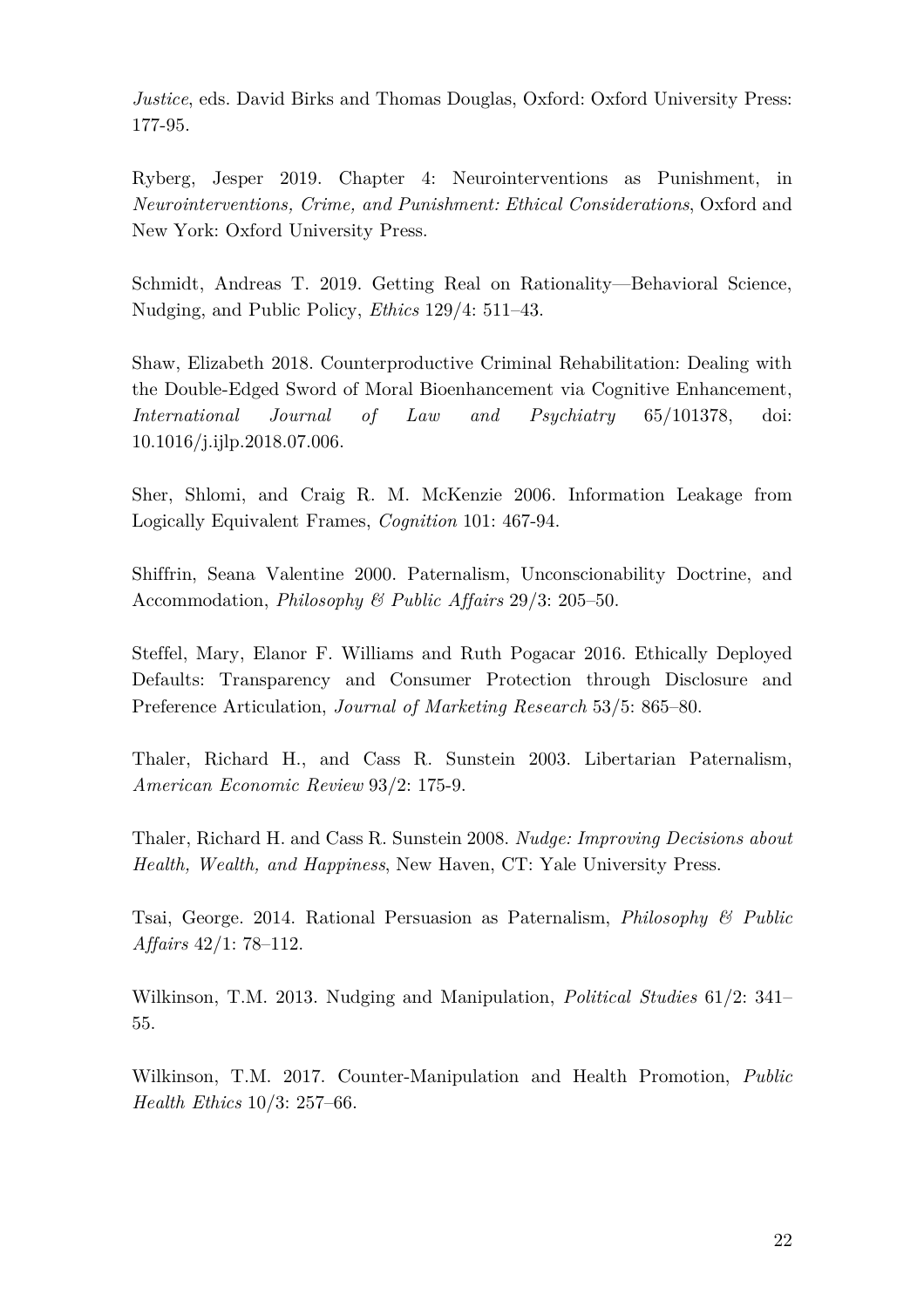*Justice*, eds. David Birks and Thomas Douglas, Oxford: Oxford University Press: 177-95.

Ryberg, Jesper 2019. Chapter 4: Neurointerventions as Punishment, in *Neurointerventions, Crime, and Punishment: Ethical Considerations*, Oxford and New York: Oxford University Press.

Schmidt, Andreas T. 2019. Getting Real on Rationality—Behavioral Science, Nudging, and Public Policy, *Ethics* 129/4: 511–43.

Shaw, Elizabeth 2018. Counterproductive Criminal Rehabilitation: Dealing with the Double-Edged Sword of Moral Bioenhancement via Cognitive Enhancement, *International Journal of Law and Psychiatry* 65/101378, doi: 10.1016/j.ijlp.2018.07.006.

Sher, Shlomi, and Craig R. M. McKenzie 2006. Information Leakage from Logically Equivalent Frames, *Cognition* 101: 467-94.

Shiffrin, Seana Valentine 2000. Paternalism, Unconscionability Doctrine, and Accommodation, *Philosophy & Public Affairs* 29/3: 205–50.

Steffel, Mary, Elanor F. Williams and Ruth Pogacar 2016. Ethically Deployed Defaults: Transparency and Consumer Protection through Disclosure and Preference Articulation, *Journal of Marketing Research* 53/5: 865–80.

Thaler, Richard H., and Cass R. Sunstein 2003. Libertarian Paternalism, *American Economic Review* 93/2: 175-9.

Thaler, Richard H. and Cass R. Sunstein 2008. *Nudge: Improving Decisions about Health, Wealth, and Happiness*, New Haven, CT: Yale University Press.

Tsai, George. 2014. Rational Persuasion as Paternalism, *Philosophy & Public Affairs* 42/1: 78–112.

Wilkinson, T.M. 2013. Nudging and Manipulation, *Political Studies* 61/2: 341–55.

Wilkinson, T.M. 2017. Counter-Manipulation and Health Promotion, *Public Health Ethics* 10/3: 257–66.